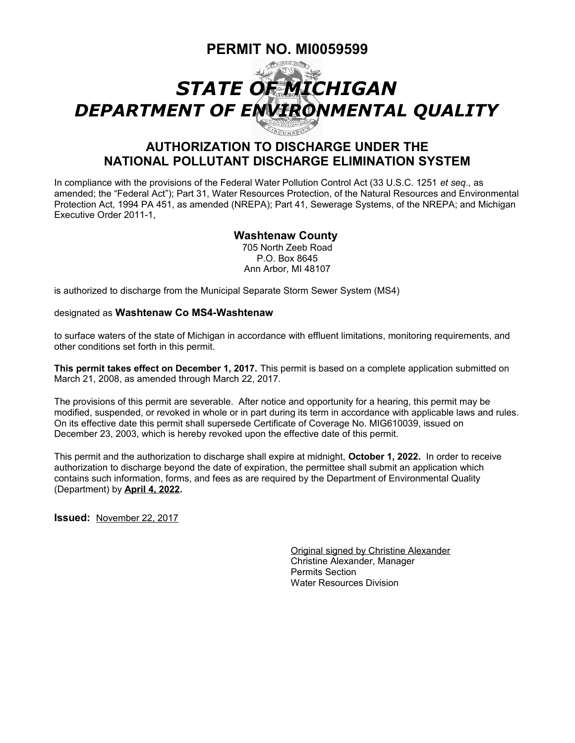# PERMIT NO. MI0059599

# *STATE OF MICHIGAN*
# *DEPARTMENT OF ENVIRONMENTAL QUALITY*

## AUTHORIZATION TO DISCHARGE UNDER THE NATIONAL POLLUTANT DISCHARGE ELIMINATION SYSTEM

In compliance with the provisions of the Federal Water Pollution Control Act (33 U.S.C. 1251 *et seq*., as amended; the "Federal Act"); Part 31, Water Resources Protection, of the Natural Resources and Environmental Protection Act, 1994 PA 451, as amended (NREPA); Part 41, Sewerage Systems, of the NREPA; and Michigan Executive Order 2011-1,

**Washtenaw County**
705 North Zeeb Road
P.O. Box 8645
Ann Arbor, MI 48107

is authorized to discharge from the Municipal Separate Storm Sewer System (MS4)

designated as **Washtenaw Co MS4-Washtenaw**

to surface waters of the state of Michigan in accordance with effluent limitations, monitoring requirements, and other conditions set forth in this permit.

**This permit takes effect on December 1, 2017.** This permit is based on a complete application submitted on March 21, 2008, as amended through March 22, 2017.

The provisions of this permit are severable. After notice and opportunity for a hearing, this permit may be modified, suspended, or revoked in whole or in part during its term in accordance with applicable laws and rules. On its effective date this permit shall supersede Certificate of Coverage No. MIG610039, issued on December 23, 2003, which is hereby revoked upon the effective date of this permit.

This permit and the authorization to discharge shall expire at midnight, **October 1, 2022.** In order to receive authorization to discharge beyond the date of expiration, the permittee shall submit an application which contains such information, forms, and fees as are required by the Department of Environmental Quality (Department) by **April 4, 2022.**

**Issued:** November 22, 2017

Original signed by Christine Alexander
Christine Alexander, Manager
Permits Section
Water Resources Division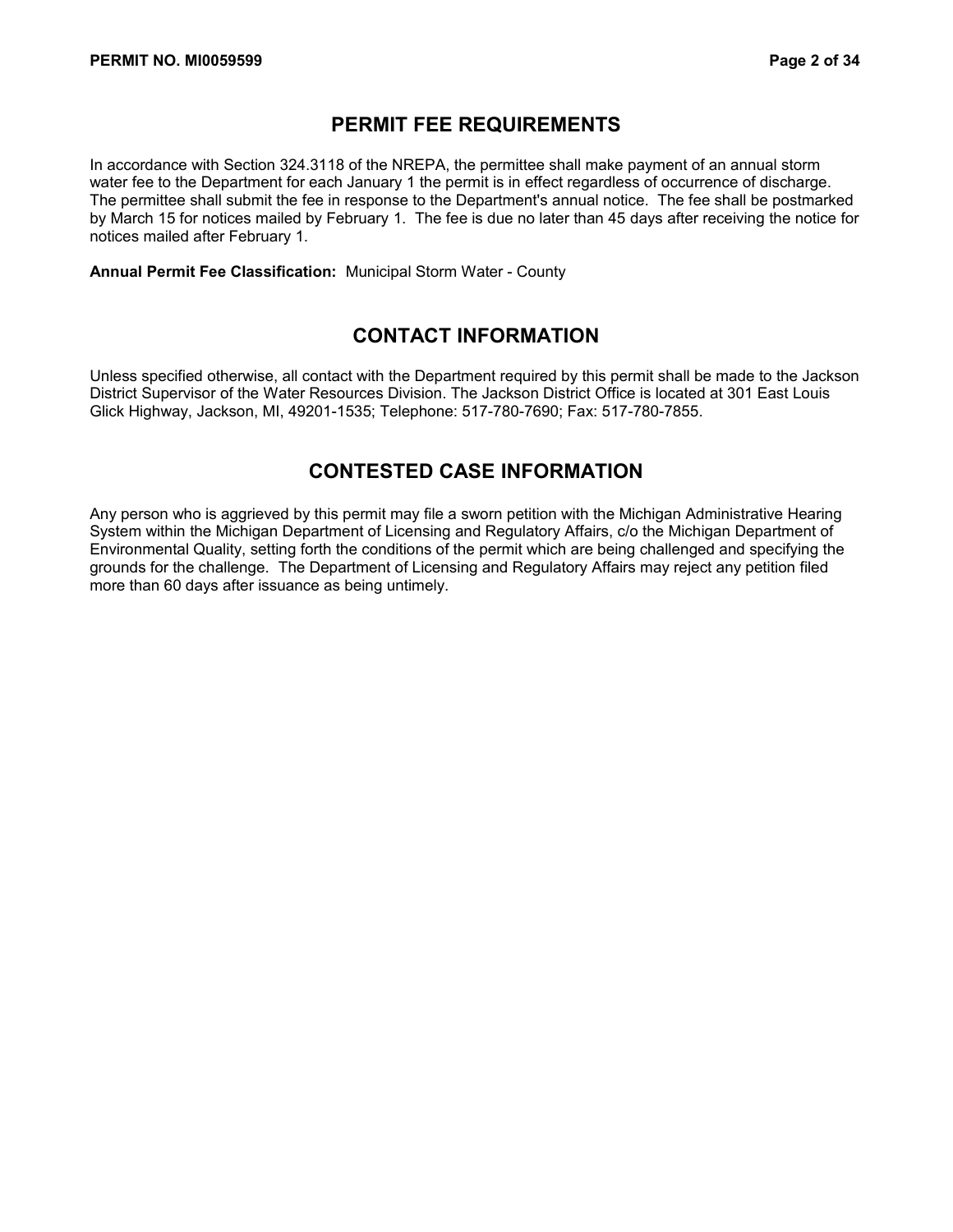## PERMIT FEE REQUIREMENTS

In accordance with Section 324.3118 of the NREPA, the permittee shall make payment of an annual storm water fee to the Department for each January 1 the permit is in effect regardless of occurrence of discharge. The permittee shall submit the fee in response to the Department's annual notice. The fee shall be postmarked by March 15 for notices mailed by February 1. The fee is due no later than 45 days after receiving the notice for notices mailed after February 1.

**Annual Permit Fee Classification:** Municipal Storm Water - County

## CONTACT INFORMATION

Unless specified otherwise, all contact with the Department required by this permit shall be made to the Jackson District Supervisor of the Water Resources Division. The Jackson District Office is located at 301 East Louis Glick Highway, Jackson, MI, 49201-1535; Telephone: 517-780-7690; Fax: 517-780-7855.

## CONTESTED CASE INFORMATION

Any person who is aggrieved by this permit may file a sworn petition with the Michigan Administrative Hearing System within the Michigan Department of Licensing and Regulatory Affairs, c/o the Michigan Department of Environmental Quality, setting forth the conditions of the permit which are being challenged and specifying the grounds for the challenge. The Department of Licensing and Regulatory Affairs may reject any petition filed more than 60 days after issuance as being untimely.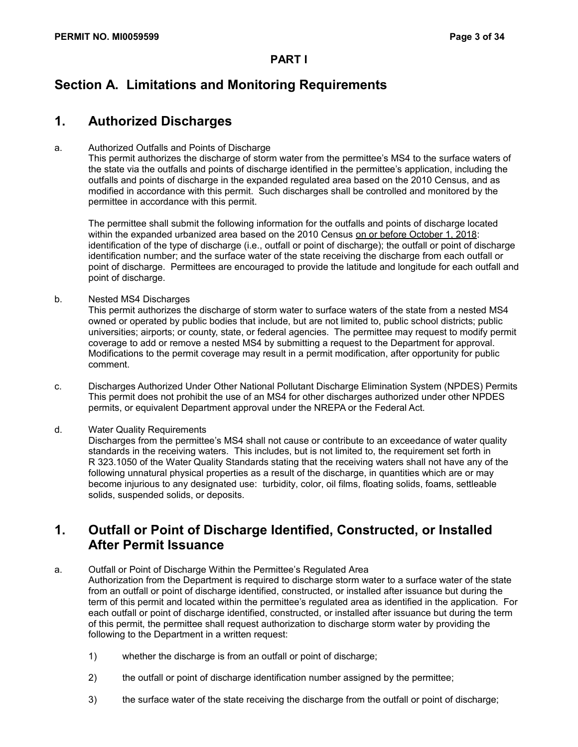**PART I**

# Section A. Limitations and Monitoring Requirements

## 1. Authorized Discharges

a. Authorized Outfalls and Points of Discharge
This permit authorizes the discharge of storm water from the permittee's MS4 to the surface waters of the state via the outfalls and points of discharge identified in the permittee's application, including the outfalls and points of discharge in the expanded regulated area based on the 2010 Census, and as modified in accordance with this permit. Such discharges shall be controlled and monitored by the permittee in accordance with this permit.

The permittee shall submit the following information for the outfalls and points of discharge located within the expanded urbanized area based on the 2010 Census <u>on or before October 1, 2018</u>: identification of the type of discharge (i.e., outfall or point of discharge); the outfall or point of discharge identification number; and the surface water of the state receiving the discharge from each outfall or point of discharge. Permittees are encouraged to provide the latitude and longitude for each outfall and point of discharge.

b. Nested MS4 Discharges
This permit authorizes the discharge of storm water to surface waters of the state from a nested MS4 owned or operated by public bodies that include, but are not limited to, public school districts; public universities; airports; or county, state, or federal agencies. The permittee may request to modify permit coverage to add or remove a nested MS4 by submitting a request to the Department for approval. Modifications to the permit coverage may result in a permit modification, after opportunity for public comment.

c. Discharges Authorized Under Other National Pollutant Discharge Elimination System (NPDES) Permits
This permit does not prohibit the use of an MS4 for other discharges authorized under other NPDES permits, or equivalent Department approval under the NREPA or the Federal Act.

d. Water Quality Requirements
Discharges from the permittee's MS4 shall not cause or contribute to an exceedance of water quality standards in the receiving waters. This includes, but is not limited to, the requirement set forth in R 323.1050 of the Water Quality Standards stating that the receiving waters shall not have any of the following unnatural physical properties as a result of the discharge, in quantities which are or may become injurious to any designated use: turbidity, color, oil films, floating solids, foams, settleable solids, suspended solids, or deposits.

## 1. Outfall or Point of Discharge Identified, Constructed, or Installed After Permit Issuance

a. Outfall or Point of Discharge Within the Permittee's Regulated Area
Authorization from the Department is required to discharge storm water to a surface water of the state from an outfall or point of discharge identified, constructed, or installed after issuance but during the term of this permit and located within the permittee's regulated area as identified in the application. For each outfall or point of discharge identified, constructed, or installed after issuance but during the term of this permit, the permittee shall request authorization to discharge storm water by providing the following to the Department in a written request:

1) whether the discharge is from an outfall or point of discharge;

2) the outfall or point of discharge identification number assigned by the permittee;

3) the surface water of the state receiving the discharge from the outfall or point of discharge;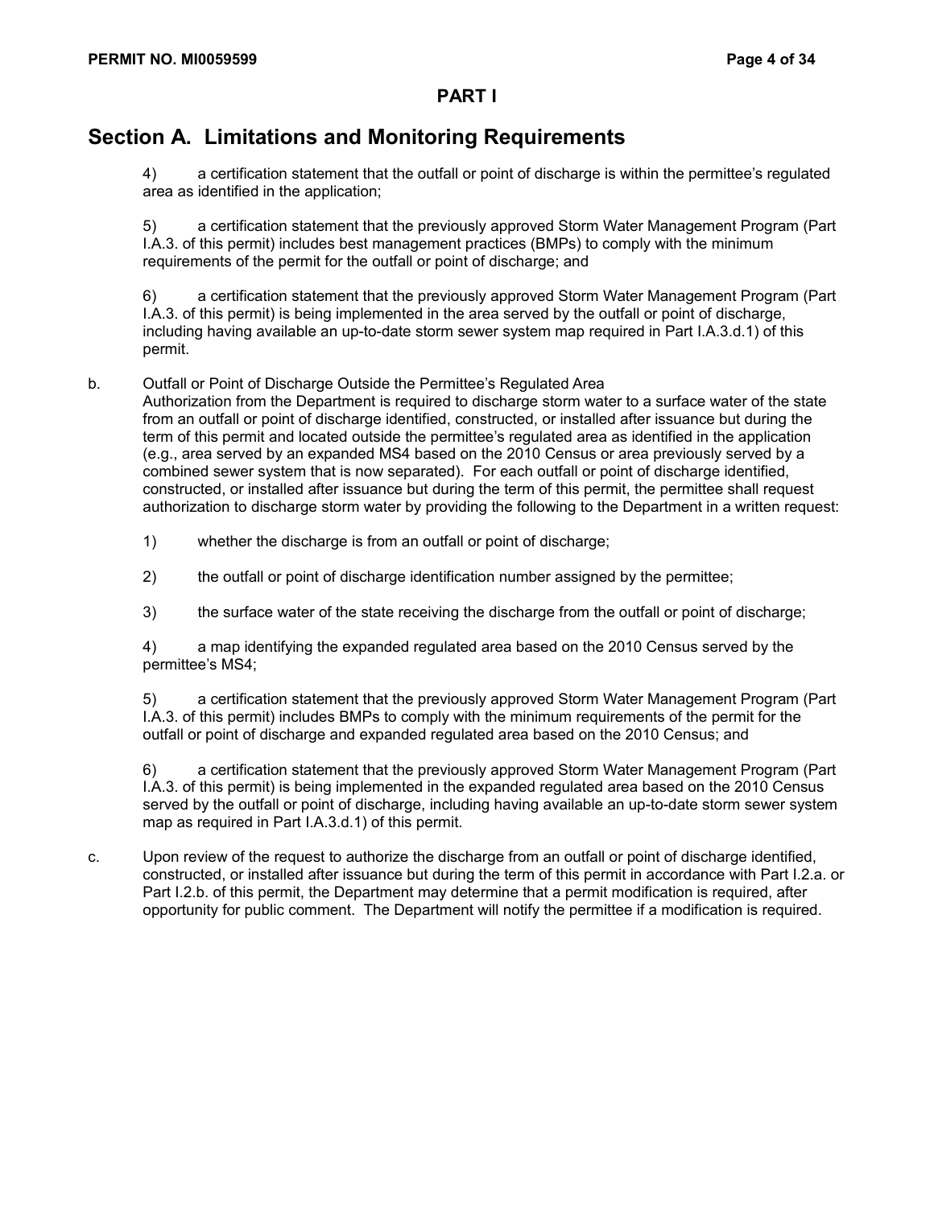## PART I

# Section A. Limitations and Monitoring Requirements

4) a certification statement that the outfall or point of discharge is within the permittee's regulated area as identified in the application;

5) a certification statement that the previously approved Storm Water Management Program (Part I.A.3. of this permit) includes best management practices (BMPs) to comply with the minimum requirements of the permit for the outfall or point of discharge; and

6) a certification statement that the previously approved Storm Water Management Program (Part I.A.3. of this permit) is being implemented in the area served by the outfall or point of discharge, including having available an up-to-date storm sewer system map required in Part I.A.3.d.1) of this permit.

b. Outfall or Point of Discharge Outside the Permittee's Regulated Area
Authorization from the Department is required to discharge storm water to a surface water of the state from an outfall or point of discharge identified, constructed, or installed after issuance but during the term of this permit and located outside the permittee's regulated area as identified in the application (e.g., area served by an expanded MS4 based on the 2010 Census or area previously served by a combined sewer system that is now separated). For each outfall or point of discharge identified, constructed, or installed after issuance but during the term of this permit, the permittee shall request authorization to discharge storm water by providing the following to the Department in a written request:

1) whether the discharge is from an outfall or point of discharge;

2) the outfall or point of discharge identification number assigned by the permittee;

3) the surface water of the state receiving the discharge from the outfall or point of discharge;

4) a map identifying the expanded regulated area based on the 2010 Census served by the permittee's MS4;

5) a certification statement that the previously approved Storm Water Management Program (Part I.A.3. of this permit) includes BMPs to comply with the minimum requirements of the permit for the outfall or point of discharge and expanded regulated area based on the 2010 Census; and

6) a certification statement that the previously approved Storm Water Management Program (Part I.A.3. of this permit) is being implemented in the expanded regulated area based on the 2010 Census served by the outfall or point of discharge, including having available an up-to-date storm sewer system map as required in Part I.A.3.d.1) of this permit.

c. Upon review of the request to authorize the discharge from an outfall or point of discharge identified, constructed, or installed after issuance but during the term of this permit in accordance with Part I.2.a. or Part I.2.b. of this permit, the Department may determine that a permit modification is required, after opportunity for public comment. The Department will notify the permittee if a modification is required.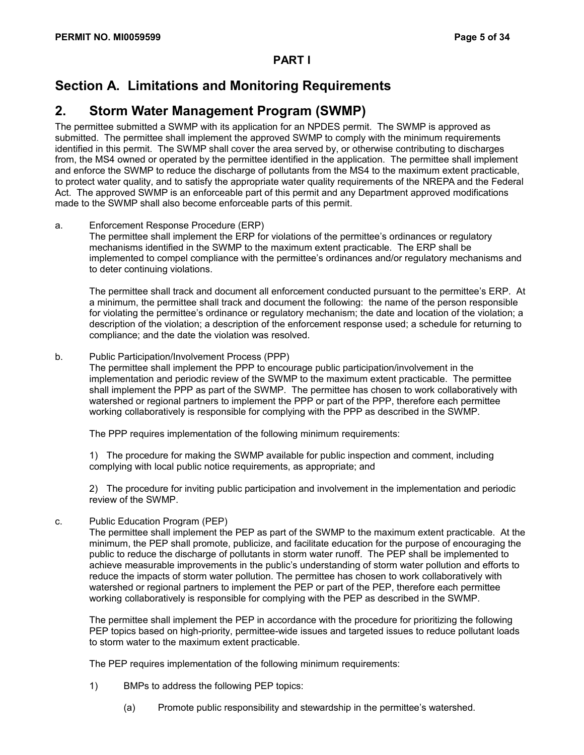## PART I

# Section A. Limitations and Monitoring Requirements

## 2. Storm Water Management Program (SWMP)

The permittee submitted a SWMP with its application for an NPDES permit. The SWMP is approved as submitted. The permittee shall implement the approved SWMP to comply with the minimum requirements identified in this permit. The SWMP shall cover the area served by, or otherwise contributing to discharges from, the MS4 owned or operated by the permittee identified in the application. The permittee shall implement and enforce the SWMP to reduce the discharge of pollutants from the MS4 to the maximum extent practicable, to protect water quality, and to satisfy the appropriate water quality requirements of the NREPA and the Federal Act. The approved SWMP is an enforceable part of this permit and any Department approved modifications made to the SWMP shall also become enforceable parts of this permit.

a. Enforcement Response Procedure (ERP)

The permittee shall implement the ERP for violations of the permittee's ordinances or regulatory mechanisms identified in the SWMP to the maximum extent practicable. The ERP shall be implemented to compel compliance with the permittee's ordinances and/or regulatory mechanisms and to deter continuing violations.

The permittee shall track and document all enforcement conducted pursuant to the permittee's ERP. At a minimum, the permittee shall track and document the following: the name of the person responsible for violating the permittee's ordinance or regulatory mechanism; the date and location of the violation; a description of the violation; a description of the enforcement response used; a schedule for returning to compliance; and the date the violation was resolved.

b. Public Participation/Involvement Process (PPP)

The permittee shall implement the PPP to encourage public participation/involvement in the implementation and periodic review of the SWMP to the maximum extent practicable. The permittee shall implement the PPP as part of the SWMP. The permittee has chosen to work collaboratively with watershed or regional partners to implement the PPP or part of the PPP, therefore each permittee working collaboratively is responsible for complying with the PPP as described in the SWMP.

The PPP requires implementation of the following minimum requirements:

1) The procedure for making the SWMP available for public inspection and comment, including complying with local public notice requirements, as appropriate; and

2) The procedure for inviting public participation and involvement in the implementation and periodic review of the SWMP.

c. Public Education Program (PEP)

The permittee shall implement the PEP as part of the SWMP to the maximum extent practicable. At the minimum, the PEP shall promote, publicize, and facilitate education for the purpose of encouraging the public to reduce the discharge of pollutants in storm water runoff. The PEP shall be implemented to achieve measurable improvements in the public's understanding of storm water pollution and efforts to reduce the impacts of storm water pollution. The permittee has chosen to work collaboratively with watershed or regional partners to implement the PEP or part of the PEP, therefore each permittee working collaboratively is responsible for complying with the PEP as described in the SWMP.

The permittee shall implement the PEP in accordance with the procedure for prioritizing the following PEP topics based on high-priority, permittee-wide issues and targeted issues to reduce pollutant loads to storm water to the maximum extent practicable.

The PEP requires implementation of the following minimum requirements:

1) BMPs to address the following PEP topics:

(a) Promote public responsibility and stewardship in the permittee's watershed.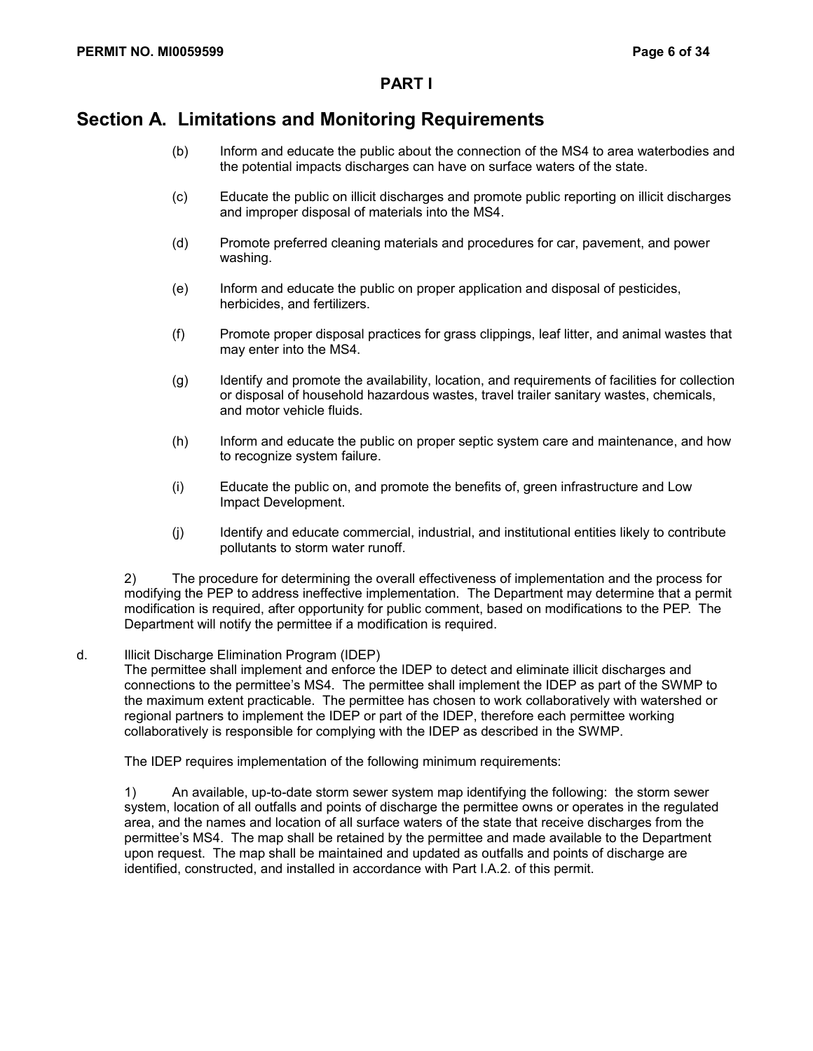## PART I

# Section A. Limitations and Monitoring Requirements

(b) Inform and educate the public about the connection of the MS4 to area waterbodies and the potential impacts discharges can have on surface waters of the state.

(c) Educate the public on illicit discharges and promote public reporting on illicit discharges and improper disposal of materials into the MS4.

(d) Promote preferred cleaning materials and procedures for car, pavement, and power washing.

(e) Inform and educate the public on proper application and disposal of pesticides, herbicides, and fertilizers.

(f) Promote proper disposal practices for grass clippings, leaf litter, and animal wastes that may enter into the MS4.

(g) Identify and promote the availability, location, and requirements of facilities for collection or disposal of household hazardous wastes, travel trailer sanitary wastes, chemicals, and motor vehicle fluids.

(h) Inform and educate the public on proper septic system care and maintenance, and how to recognize system failure.

(i) Educate the public on, and promote the benefits of, green infrastructure and Low Impact Development.

(j) Identify and educate commercial, industrial, and institutional entities likely to contribute pollutants to storm water runoff.

2) The procedure for determining the overall effectiveness of implementation and the process for modifying the PEP to address ineffective implementation. The Department may determine that a permit modification is required, after opportunity for public comment, based on modifications to the PEP. The Department will notify the permittee if a modification is required.

d. Illicit Discharge Elimination Program (IDEP)
The permittee shall implement and enforce the IDEP to detect and eliminate illicit discharges and connections to the permittee's MS4. The permittee shall implement the IDEP as part of the SWMP to the maximum extent practicable. The permittee has chosen to work collaboratively with watershed or regional partners to implement the IDEP or part of the IDEP, therefore each permittee working collaboratively is responsible for complying with the IDEP as described in the SWMP.

The IDEP requires implementation of the following minimum requirements:

1) An available, up-to-date storm sewer system map identifying the following: the storm sewer system, location of all outfalls and points of discharge the permittee owns or operates in the regulated area, and the names and location of all surface waters of the state that receive discharges from the permittee's MS4. The map shall be retained by the permittee and made available to the Department upon request. The map shall be maintained and updated as outfalls and points of discharge are identified, constructed, and installed in accordance with Part I.A.2. of this permit.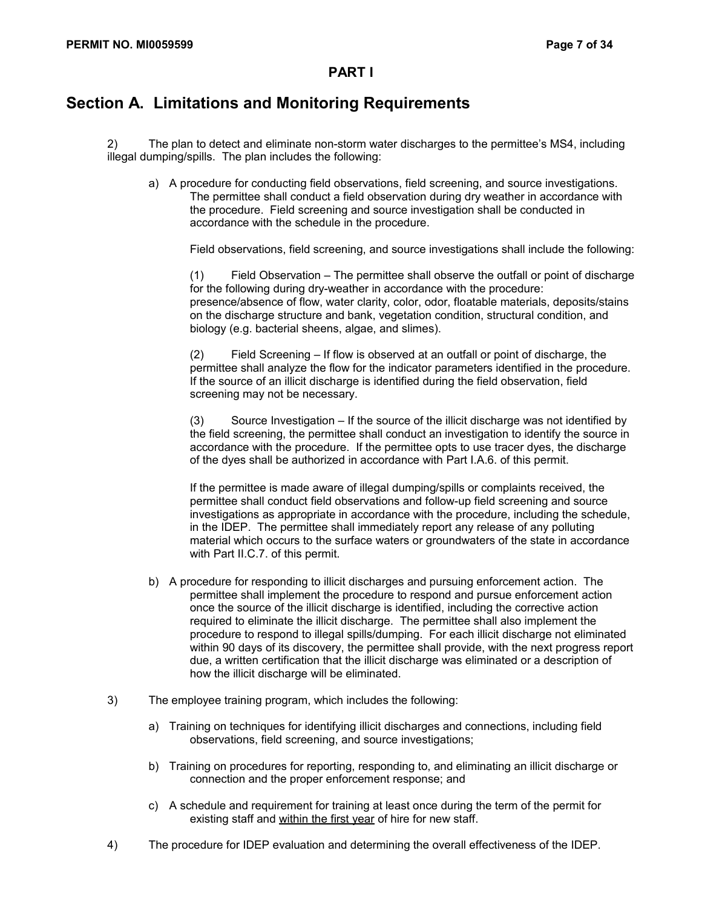## PART I

# Section A. Limitations and Monitoring Requirements

2) The plan to detect and eliminate non-storm water discharges to the permittee's MS4, including illegal dumping/spills. The plan includes the following:

a) A procedure for conducting field observations, field screening, and source investigations. The permittee shall conduct a field observation during dry weather in accordance with the procedure. Field screening and source investigation shall be conducted in accordance with the schedule in the procedure.

Field observations, field screening, and source investigations shall include the following:

(1) Field Observation – The permittee shall observe the outfall or point of discharge for the following during dry-weather in accordance with the procedure: presence/absence of flow, water clarity, color, odor, floatable materials, deposits/stains on the discharge structure and bank, vegetation condition, structural condition, and biology (e.g. bacterial sheens, algae, and slimes).

(2) Field Screening – If flow is observed at an outfall or point of discharge, the permittee shall analyze the flow for the indicator parameters identified in the procedure. If the source of an illicit discharge is identified during the field observation, field screening may not be necessary.

(3) Source Investigation – If the source of the illicit discharge was not identified by the field screening, the permittee shall conduct an investigation to identify the source in accordance with the procedure. If the permittee opts to use tracer dyes, the discharge of the dyes shall be authorized in accordance with Part I.A.6. of this permit.

If the permittee is made aware of illegal dumping/spills or complaints received, the permittee shall conduct field observations and follow-up field screening and source investigations as appropriate in accordance with the procedure, including the schedule, in the IDEP. The permittee shall immediately report any release of any polluting material which occurs to the surface waters or groundwaters of the state in accordance with Part II.C.7. of this permit.

b) A procedure for responding to illicit discharges and pursuing enforcement action. The permittee shall implement the procedure to respond and pursue enforcement action once the source of the illicit discharge is identified, including the corrective action required to eliminate the illicit discharge. The permittee shall also implement the procedure to respond to illegal spills/dumping. For each illicit discharge not eliminated within 90 days of its discovery, the permittee shall provide, with the next progress report due, a written certification that the illicit discharge was eliminated or a description of how the illicit discharge will be eliminated.

3) The employee training program, which includes the following:

a) Training on techniques for identifying illicit discharges and connections, including field observations, field screening, and source investigations;

b) Training on procedures for reporting, responding to, and eliminating an illicit discharge or connection and the proper enforcement response; and

c) A schedule and requirement for training at least once during the term of the permit for existing staff and <u>within the first year</u> of hire for new staff.

4) The procedure for IDEP evaluation and determining the overall effectiveness of the IDEP.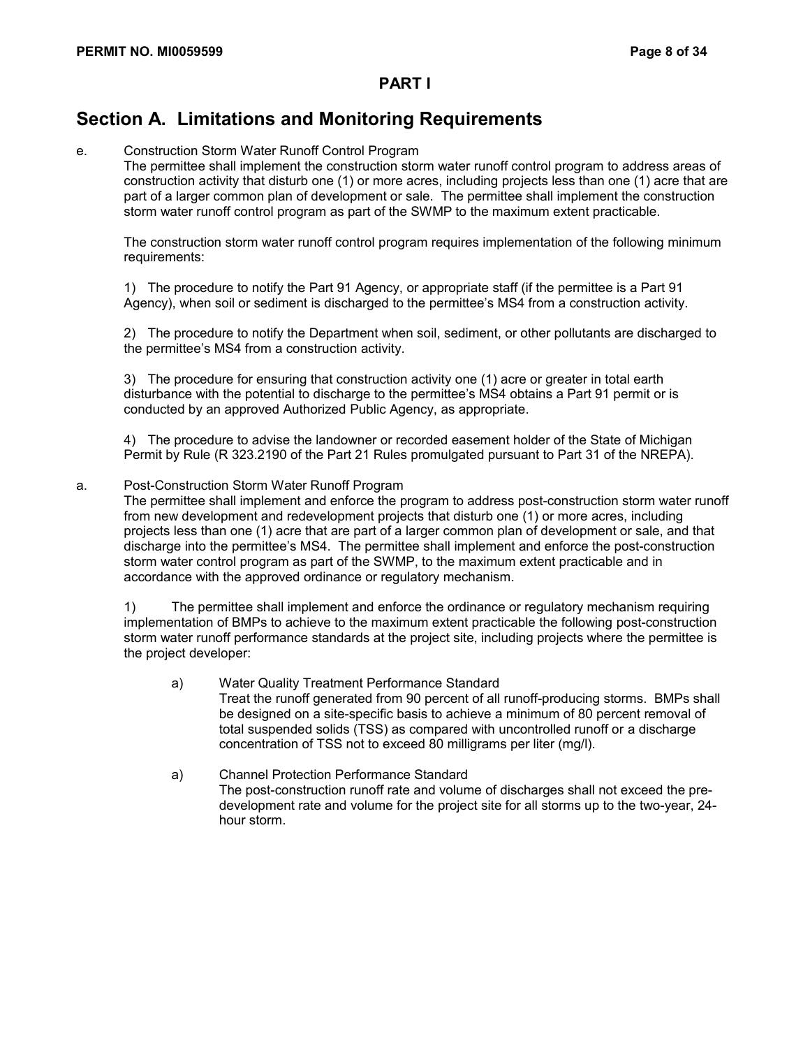## PART I

# Section A. Limitations and Monitoring Requirements

e. Construction Storm Water Runoff Control Program

The permittee shall implement the construction storm water runoff control program to address areas of construction activity that disturb one (1) or more acres, including projects less than one (1) acre that are part of a larger common plan of development or sale. The permittee shall implement the construction storm water runoff control program as part of the SWMP to the maximum extent practicable.

The construction storm water runoff control program requires implementation of the following minimum requirements:

1) The procedure to notify the Part 91 Agency, or appropriate staff (if the permittee is a Part 91 Agency), when soil or sediment is discharged to the permittee's MS4 from a construction activity.

2) The procedure to notify the Department when soil, sediment, or other pollutants are discharged to the permittee's MS4 from a construction activity.

3) The procedure for ensuring that construction activity one (1) acre or greater in total earth disturbance with the potential to discharge to the permittee's MS4 obtains a Part 91 permit or is conducted by an approved Authorized Public Agency, as appropriate.

4) The procedure to advise the landowner or recorded easement holder of the State of Michigan Permit by Rule (R 323.2190 of the Part 21 Rules promulgated pursuant to Part 31 of the NREPA).

a. Post-Construction Storm Water Runoff Program

The permittee shall implement and enforce the program to address post-construction storm water runoff from new development and redevelopment projects that disturb one (1) or more acres, including projects less than one (1) acre that are part of a larger common plan of development or sale, and that discharge into the permittee's MS4. The permittee shall implement and enforce the post-construction storm water control program as part of the SWMP, to the maximum extent practicable and in accordance with the approved ordinance or regulatory mechanism.

1) The permittee shall implement and enforce the ordinance or regulatory mechanism requiring implementation of BMPs to achieve to the maximum extent practicable the following post-construction storm water runoff performance standards at the project site, including projects where the permittee is the project developer:

a) Water Quality Treatment Performance Standard

Treat the runoff generated from 90 percent of all runoff-producing storms. BMPs shall be designed on a site-specific basis to achieve a minimum of 80 percent removal of total suspended solids (TSS) as compared with uncontrolled runoff or a discharge concentration of TSS not to exceed 80 milligrams per liter (mg/l).

a) Channel Protection Performance Standard

The post-construction runoff rate and volume of discharges shall not exceed the pre-development rate and volume for the project site for all storms up to the two-year, 24-hour storm.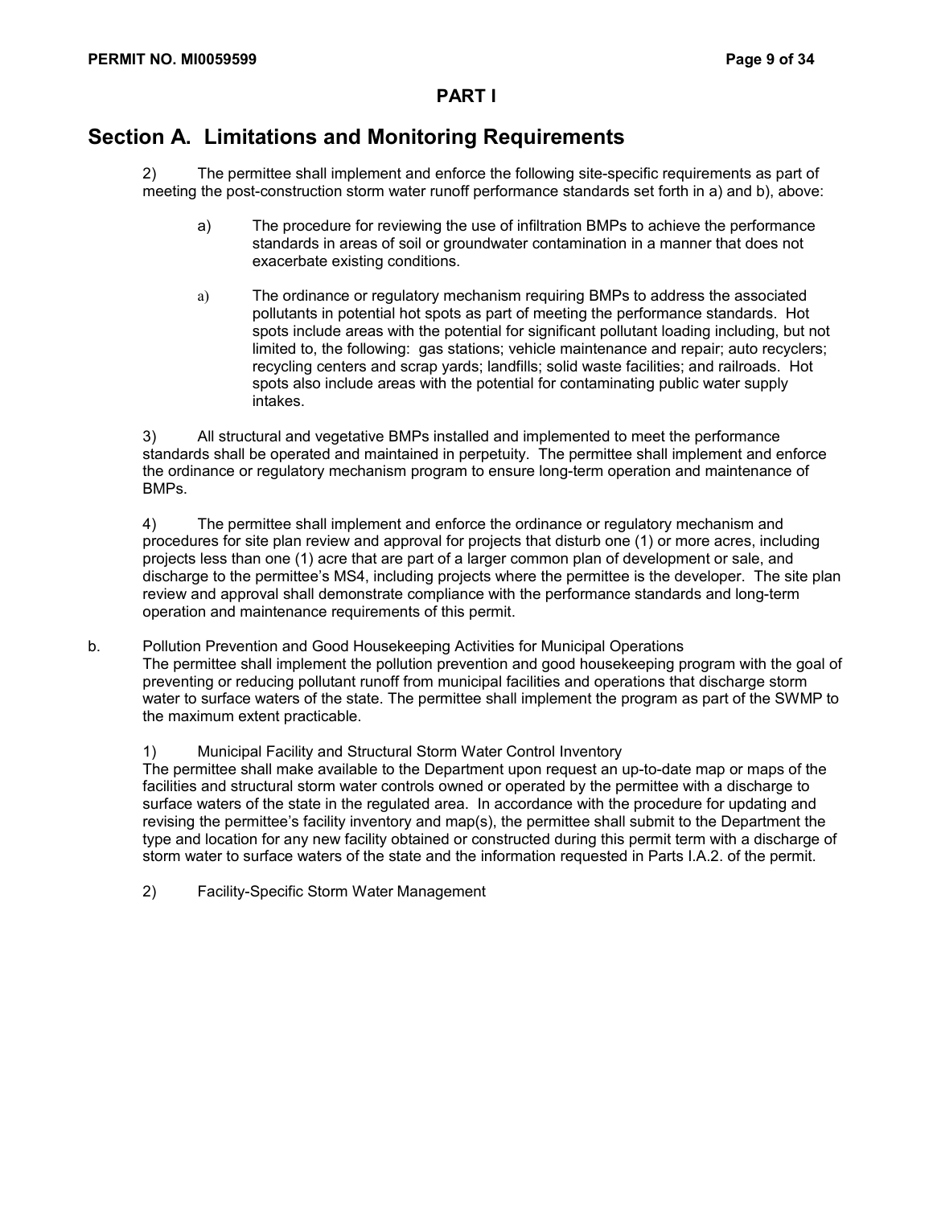## PART I

# Section A. Limitations and Monitoring Requirements

2) The permittee shall implement and enforce the following site-specific requirements as part of meeting the post-construction storm water runoff performance standards set forth in a) and b), above:

a) The procedure for reviewing the use of infiltration BMPs to achieve the performance standards in areas of soil or groundwater contamination in a manner that does not exacerbate existing conditions.

a) The ordinance or regulatory mechanism requiring BMPs to address the associated pollutants in potential hot spots as part of meeting the performance standards. Hot spots include areas with the potential for significant pollutant loading including, but not limited to, the following: gas stations; vehicle maintenance and repair; auto recyclers; recycling centers and scrap yards; landfills; solid waste facilities; and railroads. Hot spots also include areas with the potential for contaminating public water supply intakes.

3) All structural and vegetative BMPs installed and implemented to meet the performance standards shall be operated and maintained in perpetuity. The permittee shall implement and enforce the ordinance or regulatory mechanism program to ensure long-term operation and maintenance of BMPs.

4) The permittee shall implement and enforce the ordinance or regulatory mechanism and procedures for site plan review and approval for projects that disturb one (1) or more acres, including projects less than one (1) acre that are part of a larger common plan of development or sale, and discharge to the permittee's MS4, including projects where the permittee is the developer. The site plan review and approval shall demonstrate compliance with the performance standards and long-term operation and maintenance requirements of this permit.

b. Pollution Prevention and Good Housekeeping Activities for Municipal Operations
The permittee shall implement the pollution prevention and good housekeeping program with the goal of preventing or reducing pollutant runoff from municipal facilities and operations that discharge storm water to surface waters of the state. The permittee shall implement the program as part of the SWMP to the maximum extent practicable.

1) Municipal Facility and Structural Storm Water Control Inventory
The permittee shall make available to the Department upon request an up-to-date map or maps of the facilities and structural storm water controls owned or operated by the permittee with a discharge to surface waters of the state in the regulated area. In accordance with the procedure for updating and revising the permittee's facility inventory and map(s), the permittee shall submit to the Department the type and location for any new facility obtained or constructed during this permit term with a discharge of storm water to surface waters of the state and the information requested in Parts I.A.2. of the permit.

2) Facility-Specific Storm Water Management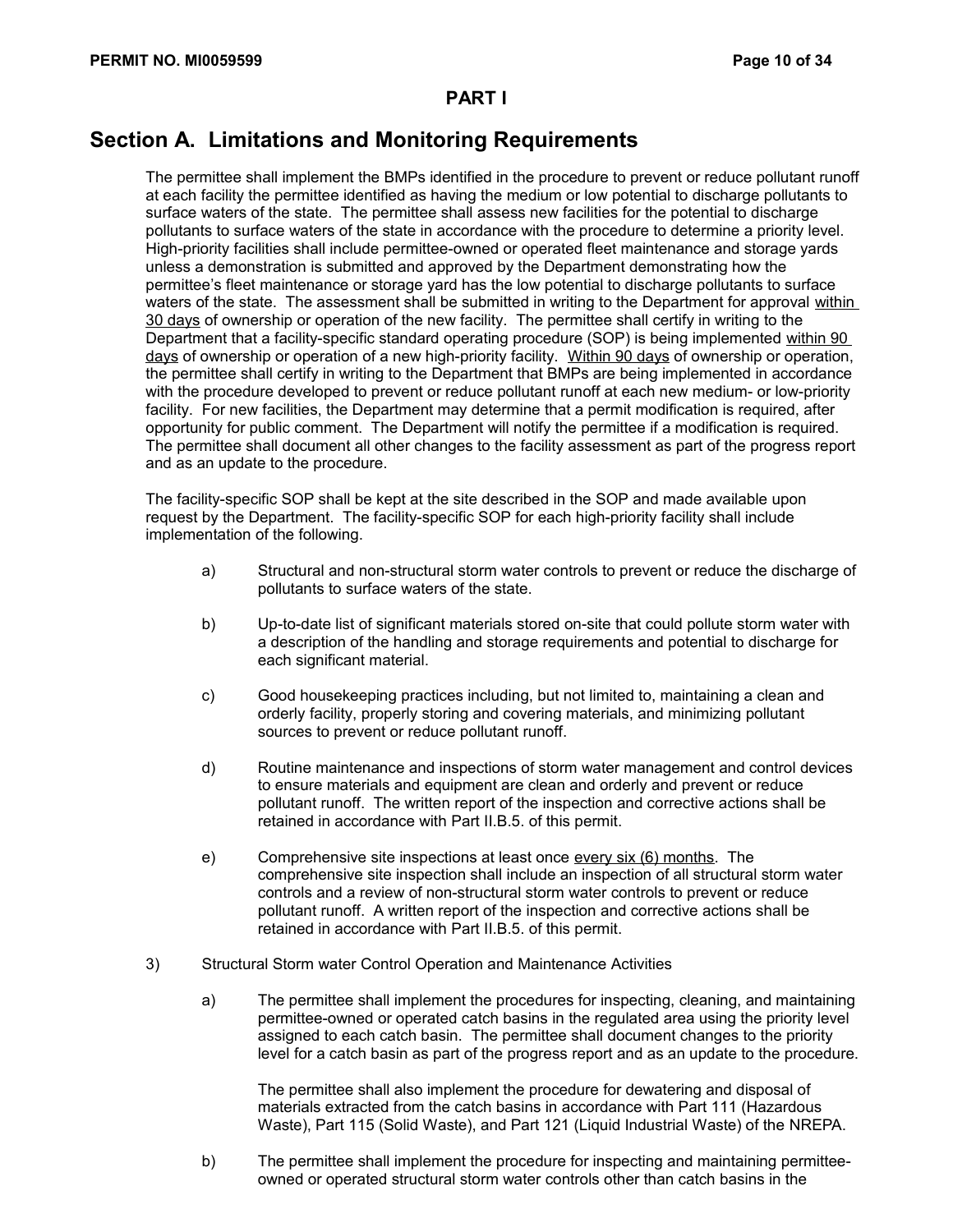## PART I

# Section A. Limitations and Monitoring Requirements

The permittee shall implement the BMPs identified in the procedure to prevent or reduce pollutant runoff at each facility the permittee identified as having the medium or low potential to discharge pollutants to surface waters of the state. The permittee shall assess new facilities for the potential to discharge pollutants to surface waters of the state in accordance with the procedure to determine a priority level. High-priority facilities shall include permittee-owned or operated fleet maintenance and storage yards unless a demonstration is submitted and approved by the Department demonstrating how the permittee's fleet maintenance or storage yard has the low potential to discharge pollutants to surface waters of the state. The assessment shall be submitted in writing to the Department for approval within 30 days of ownership or operation of the new facility. The permittee shall certify in writing to the Department that a facility-specific standard operating procedure (SOP) is being implemented within 90 days of ownership or operation of a new high-priority facility. Within 90 days of ownership or operation, the permittee shall certify in writing to the Department that BMPs are being implemented in accordance with the procedure developed to prevent or reduce pollutant runoff at each new medium- or low-priority facility. For new facilities, the Department may determine that a permit modification is required, after opportunity for public comment. The Department will notify the permittee if a modification is required. The permittee shall document all other changes to the facility assessment as part of the progress report and as an update to the procedure.

The facility-specific SOP shall be kept at the site described in the SOP and made available upon request by the Department. The facility-specific SOP for each high-priority facility shall include implementation of the following.

a) Structural and non-structural storm water controls to prevent or reduce the discharge of pollutants to surface waters of the state.

b) Up-to-date list of significant materials stored on-site that could pollute storm water with a description of the handling and storage requirements and potential to discharge for each significant material.

c) Good housekeeping practices including, but not limited to, maintaining a clean and orderly facility, properly storing and covering materials, and minimizing pollutant sources to prevent or reduce pollutant runoff.

d) Routine maintenance and inspections of storm water management and control devices to ensure materials and equipment are clean and orderly and prevent or reduce pollutant runoff. The written report of the inspection and corrective actions shall be retained in accordance with Part II.B.5. of this permit.

e) Comprehensive site inspections at least once every six (6) months. The comprehensive site inspection shall include an inspection of all structural storm water controls and a review of non-structural storm water controls to prevent or reduce pollutant runoff. A written report of the inspection and corrective actions shall be retained in accordance with Part II.B.5. of this permit.

3) Structural Storm water Control Operation and Maintenance Activities

a) The permittee shall implement the procedures for inspecting, cleaning, and maintaining permittee-owned or operated catch basins in the regulated area using the priority level assigned to each catch basin. The permittee shall document changes to the priority level for a catch basin as part of the progress report and as an update to the procedure.

   The permittee shall also implement the procedure for dewatering and disposal of materials extracted from the catch basins in accordance with Part 111 (Hazardous Waste), Part 115 (Solid Waste), and Part 121 (Liquid Industrial Waste) of the NREPA.

b) The permittee shall implement the procedure for inspecting and maintaining permittee-owned or operated structural storm water controls other than catch basins in the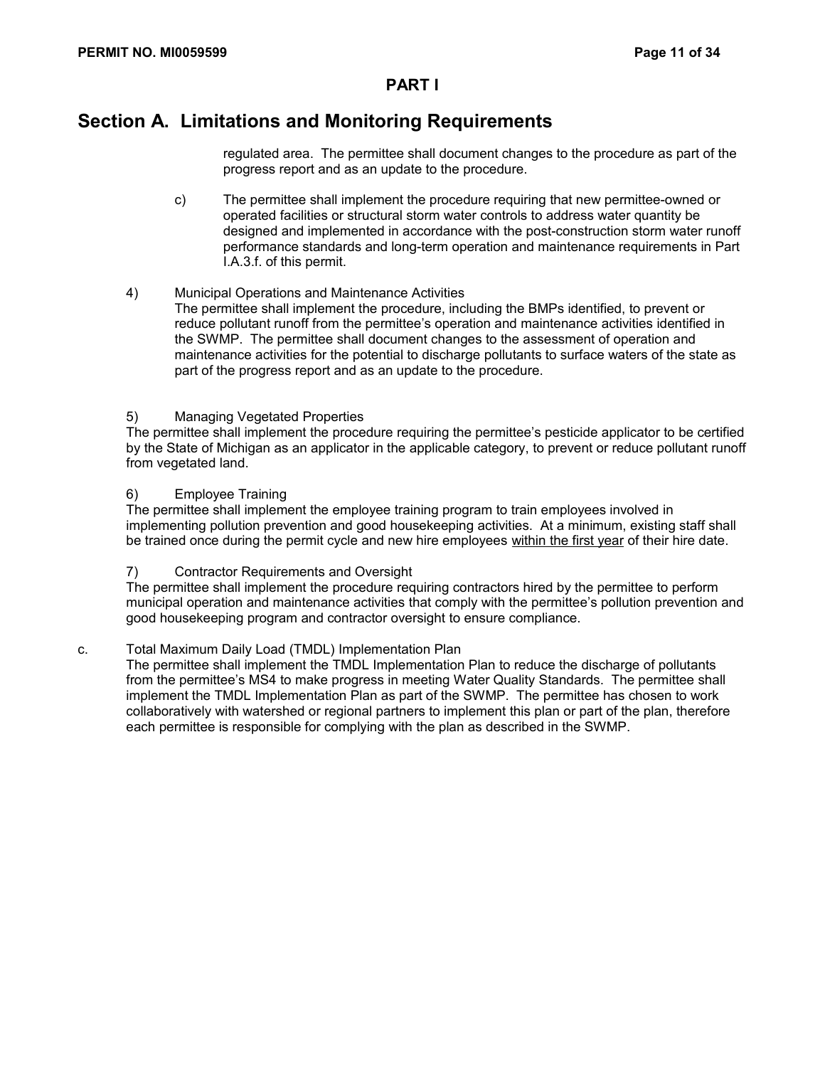## PART I

# Section A. Limitations and Monitoring Requirements

regulated area. The permittee shall document changes to the procedure as part of the progress report and as an update to the procedure.

c) The permittee shall implement the procedure requiring that new permittee-owned or operated facilities or structural storm water controls to address water quantity be designed and implemented in accordance with the post-construction storm water runoff performance standards and long-term operation and maintenance requirements in Part I.A.3.f. of this permit.

4) Municipal Operations and Maintenance Activities
The permittee shall implement the procedure, including the BMPs identified, to prevent or reduce pollutant runoff from the permittee's operation and maintenance activities identified in the SWMP. The permittee shall document changes to the assessment of operation and maintenance activities for the potential to discharge pollutants to surface waters of the state as part of the progress report and as an update to the procedure.

5) Managing Vegetated Properties
The permittee shall implement the procedure requiring the permittee's pesticide applicator to be certified by the State of Michigan as an applicator in the applicable category, to prevent or reduce pollutant runoff from vegetated land.

6) Employee Training
The permittee shall implement the employee training program to train employees involved in implementing pollution prevention and good housekeeping activities. At a minimum, existing staff shall be trained once during the permit cycle and new hire employees <u>within the first year</u> of their hire date.

7) Contractor Requirements and Oversight
The permittee shall implement the procedure requiring contractors hired by the permittee to perform municipal operation and maintenance activities that comply with the permittee's pollution prevention and good housekeeping program and contractor oversight to ensure compliance.

c. Total Maximum Daily Load (TMDL) Implementation Plan
The permittee shall implement the TMDL Implementation Plan to reduce the discharge of pollutants from the permittee's MS4 to make progress in meeting Water Quality Standards. The permittee shall implement the TMDL Implementation Plan as part of the SWMP. The permittee has chosen to work collaboratively with watershed or regional partners to implement this plan or part of the plan, therefore each permittee is responsible for complying with the plan as described in the SWMP.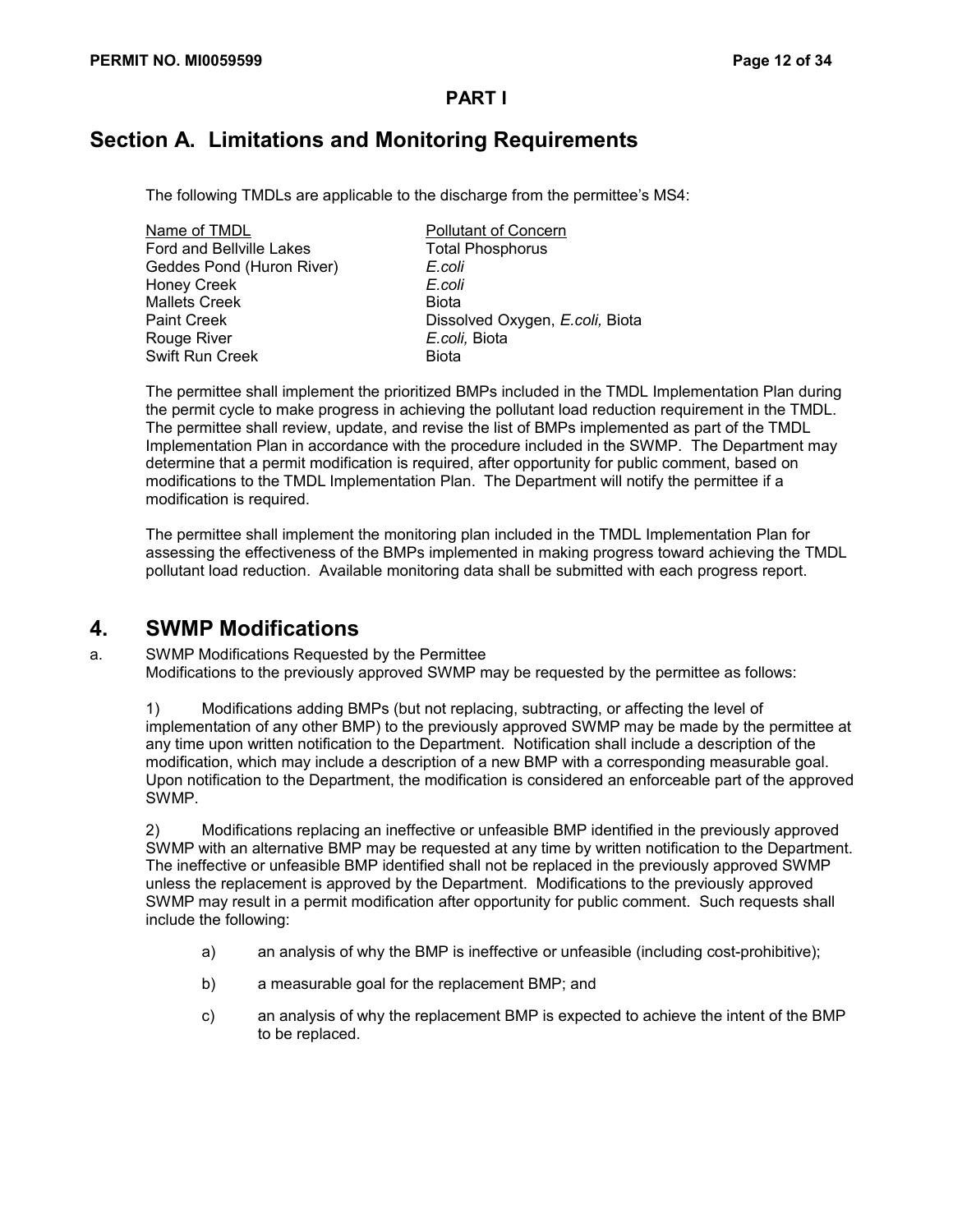**PART I**

# Section A. Limitations and Monitoring Requirements

The following TMDLs are applicable to the discharge from the permittee's MS4:

| Name of TMDL | Pollutant of Concern |
|---|---|
| Ford and Bellville Lakes | Total Phosphorus |
| Geddes Pond (Huron River) | *E.coli* |
| Honey Creek | *E.coli* |
| Mallets Creek | Biota |
| Paint Creek | Dissolved Oxygen, *E.coli,* Biota |
| Rouge River | *E.coli,* Biota |
| Swift Run Creek | Biota |

The permittee shall implement the prioritized BMPs included in the TMDL Implementation Plan during the permit cycle to make progress in achieving the pollutant load reduction requirement in the TMDL. The permittee shall review, update, and revise the list of BMPs implemented as part of the TMDL Implementation Plan in accordance with the procedure included in the SWMP. The Department may determine that a permit modification is required, after opportunity for public comment, based on modifications to the TMDL Implementation Plan. The Department will notify the permittee if a modification is required.

The permittee shall implement the monitoring plan included in the TMDL Implementation Plan for assessing the effectiveness of the BMPs implemented in making progress toward achieving the TMDL pollutant load reduction. Available monitoring data shall be submitted with each progress report.

## 4. SWMP Modifications

a. SWMP Modifications Requested by the Permittee
Modifications to the previously approved SWMP may be requested by the permittee as follows:

1) Modifications adding BMPs (but not replacing, subtracting, or affecting the level of implementation of any other BMP) to the previously approved SWMP may be made by the permittee at any time upon written notification to the Department. Notification shall include a description of the modification, which may include a description of a new BMP with a corresponding measurable goal. Upon notification to the Department, the modification is considered an enforceable part of the approved SWMP.

2) Modifications replacing an ineffective or unfeasible BMP identified in the previously approved SWMP with an alternative BMP may be requested at any time by written notification to the Department. The ineffective or unfeasible BMP identified shall not be replaced in the previously approved SWMP unless the replacement is approved by the Department. Modifications to the previously approved SWMP may result in a permit modification after opportunity for public comment. Such requests shall include the following:

a) an analysis of why the BMP is ineffective or unfeasible (including cost-prohibitive);

b) a measurable goal for the replacement BMP; and

c) an analysis of why the replacement BMP is expected to achieve the intent of the BMP to be replaced.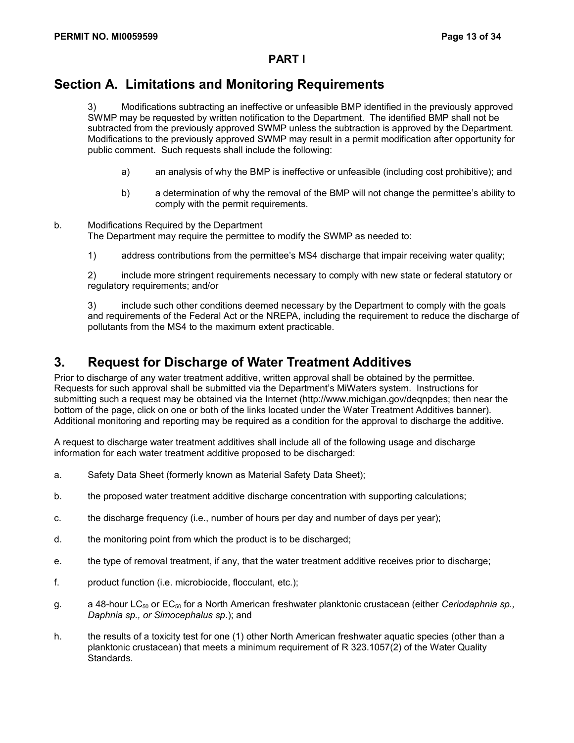## PART I

# Section A. Limitations and Monitoring Requirements

3) Modifications subtracting an ineffective or unfeasible BMP identified in the previously approved SWMP may be requested by written notification to the Department. The identified BMP shall not be subtracted from the previously approved SWMP unless the subtraction is approved by the Department. Modifications to the previously approved SWMP may result in a permit modification after opportunity for public comment. Such requests shall include the following:

   a) an analysis of why the BMP is ineffective or unfeasible (including cost prohibitive); and

   b) a determination of why the removal of the BMP will not change the permittee's ability to comply with the permit requirements.

b. Modifications Required by the Department
The Department may require the permittee to modify the SWMP as needed to:

1) address contributions from the permittee's MS4 discharge that impair receiving water quality;

2) include more stringent requirements necessary to comply with new state or federal statutory or regulatory requirements; and/or

3) include such other conditions deemed necessary by the Department to comply with the goals and requirements of the Federal Act or the NREPA, including the requirement to reduce the discharge of pollutants from the MS4 to the maximum extent practicable.

## 3. Request for Discharge of Water Treatment Additives

Prior to discharge of any water treatment additive, written approval shall be obtained by the permittee. Requests for such approval shall be submitted via the Department's MiWaters system. Instructions for submitting such a request may be obtained via the Internet (http://www.michigan.gov/deqnpdes; then near the bottom of the page, click on one or both of the links located under the Water Treatment Additives banner). Additional monitoring and reporting may be required as a condition for the approval to discharge the additive.

A request to discharge water treatment additives shall include all of the following usage and discharge information for each water treatment additive proposed to be discharged:

a. Safety Data Sheet (formerly known as Material Safety Data Sheet);

b. the proposed water treatment additive discharge concentration with supporting calculations;

c. the discharge frequency (i.e., number of hours per day and number of days per year);

d. the monitoring point from which the product is to be discharged;

e. the type of removal treatment, if any, that the water treatment additive receives prior to discharge;

f. product function (i.e. microbiocide, flocculant, etc.);

g. a 48-hour $LC_{50}$ or $EC_{50}$ for a North American freshwater planktonic crustacean (either *Ceriodaphnia sp., Daphnia sp., or Simocephalus sp*.); and

h. the results of a toxicity test for one (1) other North American freshwater aquatic species (other than a planktonic crustacean) that meets a minimum requirement of R 323.1057(2) of the Water Quality Standards.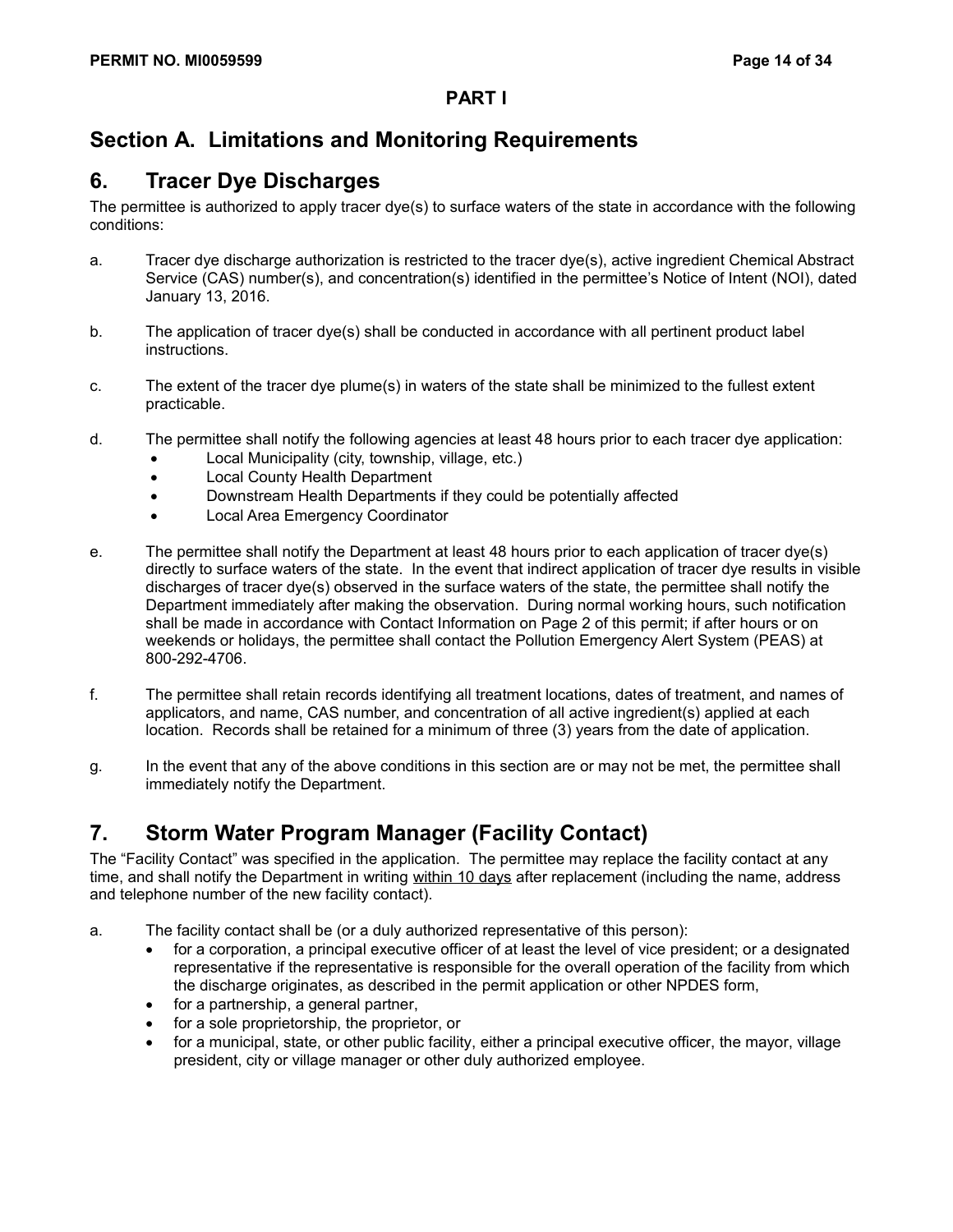**PART I**

## Section A. Limitations and Monitoring Requirements

## 6. Tracer Dye Discharges

The permittee is authorized to apply tracer dye(s) to surface waters of the state in accordance with the following conditions:

a. Tracer dye discharge authorization is restricted to the tracer dye(s), active ingredient Chemical Abstract Service (CAS) number(s), and concentration(s) identified in the permittee's Notice of Intent (NOI), dated January 13, 2016.

b. The application of tracer dye(s) shall be conducted in accordance with all pertinent product label instructions.

c. The extent of the tracer dye plume(s) in waters of the state shall be minimized to the fullest extent practicable.

d. The permittee shall notify the following agencies at least 48 hours prior to each tracer dye application:
   - Local Municipality (city, township, village, etc.)
   - Local County Health Department
   - Downstream Health Departments if they could be potentially affected
   - Local Area Emergency Coordinator

e. The permittee shall notify the Department at least 48 hours prior to each application of tracer dye(s) directly to surface waters of the state. In the event that indirect application of tracer dye results in visible discharges of tracer dye(s) observed in the surface waters of the state, the permittee shall notify the Department immediately after making the observation. During normal working hours, such notification shall be made in accordance with Contact Information on Page 2 of this permit; if after hours or on weekends or holidays, the permittee shall contact the Pollution Emergency Alert System (PEAS) at 800-292-4706.

f. The permittee shall retain records identifying all treatment locations, dates of treatment, and names of applicators, and name, CAS number, and concentration of all active ingredient(s) applied at each location. Records shall be retained for a minimum of three (3) years from the date of application.

g. In the event that any of the above conditions in this section are or may not be met, the permittee shall immediately notify the Department.

## 7. Storm Water Program Manager (Facility Contact)

The "Facility Contact" was specified in the application. The permittee may replace the facility contact at any time, and shall notify the Department in writing <u>within 10 days</u> after replacement (including the name, address and telephone number of the new facility contact).

a. The facility contact shall be (or a duly authorized representative of this person):
   - for a corporation, a principal executive officer of at least the level of vice president; or a designated representative if the representative is responsible for the overall operation of the facility from which the discharge originates, as described in the permit application or other NPDES form,
   - for a partnership, a general partner,
   - for a sole proprietorship, the proprietor, or
   - for a municipal, state, or other public facility, either a principal executive officer, the mayor, village president, city or village manager or other duly authorized employee.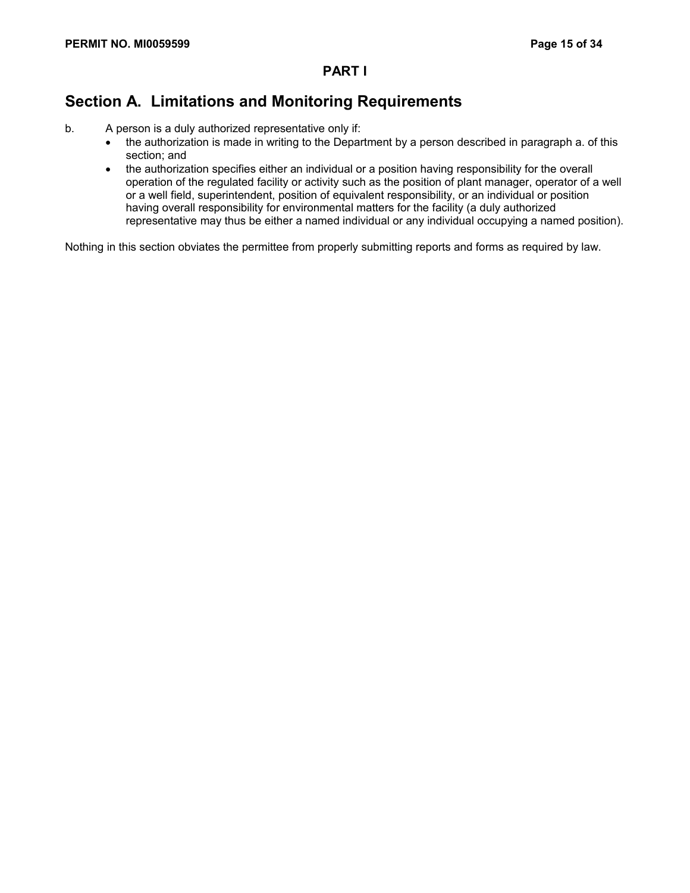## PART I

# Section A. Limitations and Monitoring Requirements

b. A person is a duly authorized representative only if:

- the authorization is made in writing to the Department by a person described in paragraph a. of this section; and
- the authorization specifies either an individual or a position having responsibility for the overall operation of the regulated facility or activity such as the position of plant manager, operator of a well or a well field, superintendent, position of equivalent responsibility, or an individual or position having overall responsibility for environmental matters for the facility (a duly authorized representative may thus be either a named individual or any individual occupying a named position).

Nothing in this section obviates the permittee from properly submitting reports and forms as required by law.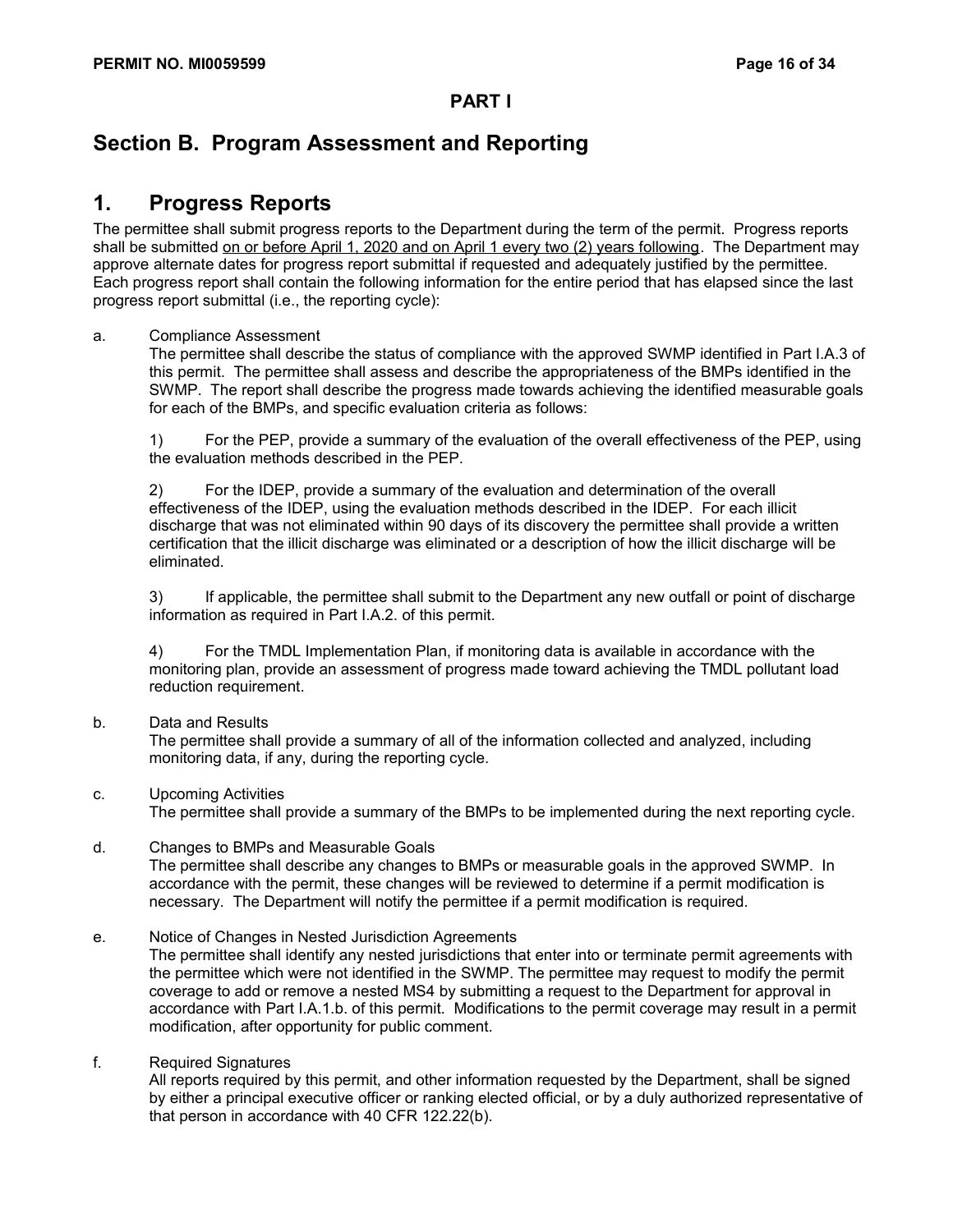## PART I

# Section B. Program Assessment and Reporting

## 1. Progress Reports

The permittee shall submit progress reports to the Department during the term of the permit. Progress reports shall be submitted on or before April 1, 2020 and on April 1 every two (2) years following. The Department may approve alternate dates for progress report submittal if requested and adequately justified by the permittee. Each progress report shall contain the following information for the entire period that has elapsed since the last progress report submittal (i.e., the reporting cycle):

a. Compliance Assessment
The permittee shall describe the status of compliance with the approved SWMP identified in Part I.A.3 of this permit. The permittee shall assess and describe the appropriateness of the BMPs identified in the SWMP. The report shall describe the progress made towards achieving the identified measurable goals for each of the BMPs, and specific evaluation criteria as follows:

1) For the PEP, provide a summary of the evaluation of the overall effectiveness of the PEP, using the evaluation methods described in the PEP.

2) For the IDEP, provide a summary of the evaluation and determination of the overall effectiveness of the IDEP, using the evaluation methods described in the IDEP. For each illicit discharge that was not eliminated within 90 days of its discovery the permittee shall provide a written certification that the illicit discharge was eliminated or a description of how the illicit discharge will be eliminated.

3) If applicable, the permittee shall submit to the Department any new outfall or point of discharge information as required in Part I.A.2. of this permit.

4) For the TMDL Implementation Plan, if monitoring data is available in accordance with the monitoring plan, provide an assessment of progress made toward achieving the TMDL pollutant load reduction requirement.

b. Data and Results
The permittee shall provide a summary of all of the information collected and analyzed, including monitoring data, if any, during the reporting cycle.

c. Upcoming Activities
The permittee shall provide a summary of the BMPs to be implemented during the next reporting cycle.

d. Changes to BMPs and Measurable Goals
The permittee shall describe any changes to BMPs or measurable goals in the approved SWMP. In accordance with the permit, these changes will be reviewed to determine if a permit modification is necessary. The Department will notify the permittee if a permit modification is required.

e. Notice of Changes in Nested Jurisdiction Agreements
The permittee shall identify any nested jurisdictions that enter into or terminate permit agreements with the permittee which were not identified in the SWMP. The permittee may request to modify the permit coverage to add or remove a nested MS4 by submitting a request to the Department for approval in accordance with Part I.A.1.b. of this permit. Modifications to the permit coverage may result in a permit modification, after opportunity for public comment.

f. Required Signatures
All reports required by this permit, and other information requested by the Department, shall be signed by either a principal executive officer or ranking elected official, or by a duly authorized representative of that person in accordance with 40 CFR 122.22(b).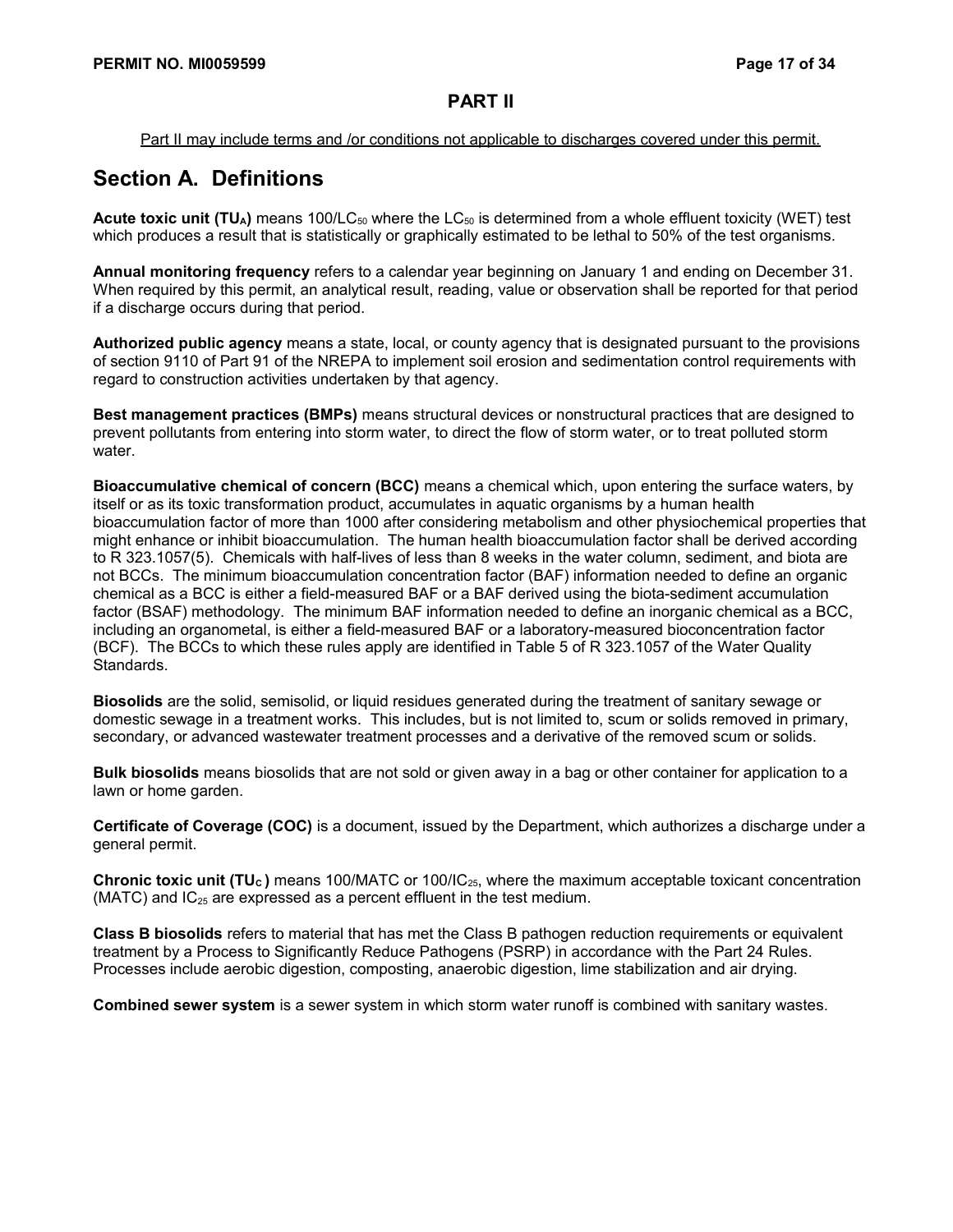## PART II

Part II may include terms and /or conditions not applicable to discharges covered under this permit.

# Section A. Definitions

**Acute toxic unit ($TU_A$)** means $100/LC_{50}$ where the $LC_{50}$ is determined from a whole effluent toxicity (WET) test which produces a result that is statistically or graphically estimated to be lethal to 50% of the test organisms.

**Annual monitoring frequency** refers to a calendar year beginning on January 1 and ending on December 31. When required by this permit, an analytical result, reading, value or observation shall be reported for that period if a discharge occurs during that period.

**Authorized public agency** means a state, local, or county agency that is designated pursuant to the provisions of section 9110 of Part 91 of the NREPA to implement soil erosion and sedimentation control requirements with regard to construction activities undertaken by that agency.

**Best management practices (BMPs)** means structural devices or nonstructural practices that are designed to prevent pollutants from entering into storm water, to direct the flow of storm water, or to treat polluted storm water.

**Bioaccumulative chemical of concern (BCC)** means a chemical which, upon entering the surface waters, by itself or as its toxic transformation product, accumulates in aquatic organisms by a human health bioaccumulation factor of more than 1000 after considering metabolism and other physiochemical properties that might enhance or inhibit bioaccumulation. The human health bioaccumulation factor shall be derived according to R 323.1057(5). Chemicals with half-lives of less than 8 weeks in the water column, sediment, and biota are not BCCs. The minimum bioaccumulation concentration factor (BAF) information needed to define an organic chemical as a BCC is either a field-measured BAF or a BAF derived using the biota-sediment accumulation factor (BSAF) methodology. The minimum BAF information needed to define an inorganic chemical as a BCC, including an organometal, is either a field-measured BAF or a laboratory-measured bioconcentration factor (BCF). The BCCs to which these rules apply are identified in Table 5 of R 323.1057 of the Water Quality Standards.

**Biosolids** are the solid, semisolid, or liquid residues generated during the treatment of sanitary sewage or domestic sewage in a treatment works. This includes, but is not limited to, scum or solids removed in primary, secondary, or advanced wastewater treatment processes and a derivative of the removed scum or solids.

**Bulk biosolids** means biosolids that are not sold or given away in a bag or other container for application to a lawn or home garden.

**Certificate of Coverage (COC)** is a document, issued by the Department, which authorizes a discharge under a general permit.

**Chronic toxic unit ($TU_C$)** means 100/MATC or $100/IC_{25}$, where the maximum acceptable toxicant concentration (MATC) and $IC_{25}$ are expressed as a percent effluent in the test medium.

**Class B biosolids** refers to material that has met the Class B pathogen reduction requirements or equivalent treatment by a Process to Significantly Reduce Pathogens (PSRP) in accordance with the Part 24 Rules. Processes include aerobic digestion, composting, anaerobic digestion, lime stabilization and air drying.

**Combined sewer system** is a sewer system in which storm water runoff is combined with sanitary wastes.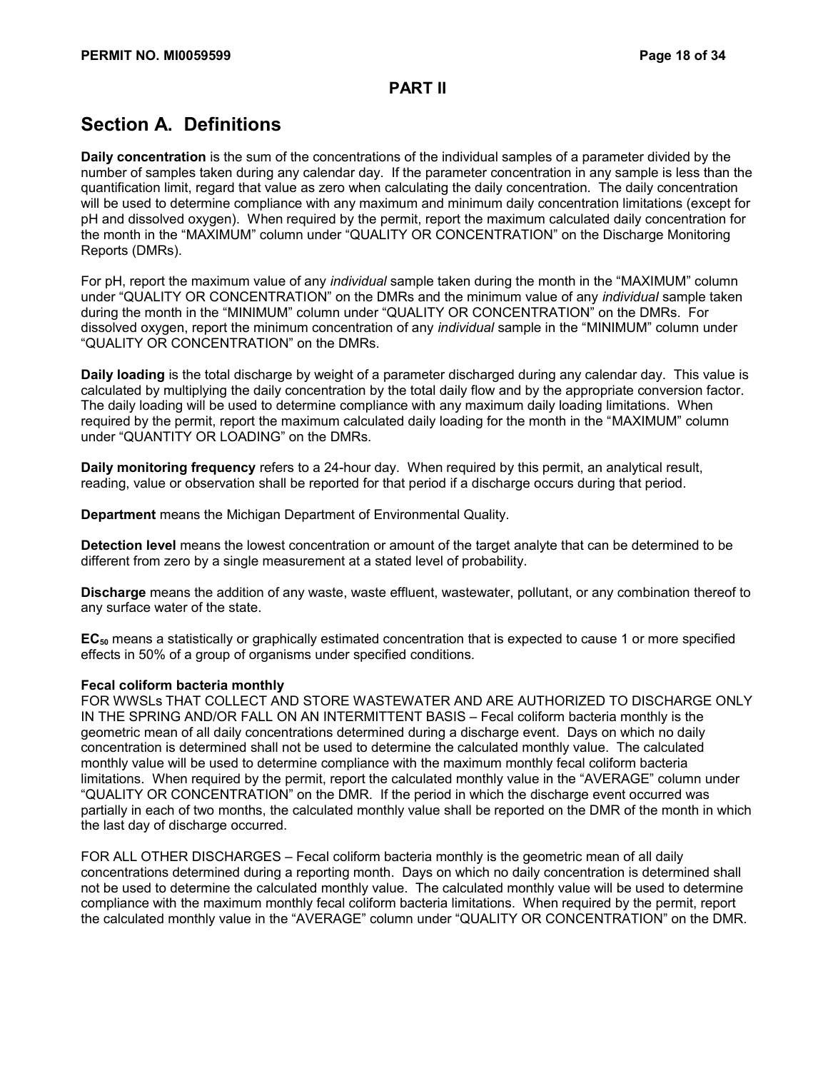## PART II

# Section A. Definitions

**Daily concentration** is the sum of the concentrations of the individual samples of a parameter divided by the number of samples taken during any calendar day. If the parameter concentration in any sample is less than the quantification limit, regard that value as zero when calculating the daily concentration. The daily concentration will be used to determine compliance with any maximum and minimum daily concentration limitations (except for pH and dissolved oxygen). When required by the permit, report the maximum calculated daily concentration for the month in the "MAXIMUM" column under "QUALITY OR CONCENTRATION" on the Discharge Monitoring Reports (DMRs).

For pH, report the maximum value of any *individual* sample taken during the month in the "MAXIMUM" column under "QUALITY OR CONCENTRATION" on the DMRs and the minimum value of any *individual* sample taken during the month in the "MINIMUM" column under "QUALITY OR CONCENTRATION" on the DMRs. For dissolved oxygen, report the minimum concentration of any *individual* sample in the "MINIMUM" column under "QUALITY OR CONCENTRATION" on the DMRs.

**Daily loading** is the total discharge by weight of a parameter discharged during any calendar day. This value is calculated by multiplying the daily concentration by the total daily flow and by the appropriate conversion factor. The daily loading will be used to determine compliance with any maximum daily loading limitations. When required by the permit, report the maximum calculated daily loading for the month in the "MAXIMUM" column under "QUANTITY OR LOADING" on the DMRs.

**Daily monitoring frequency** refers to a 24-hour day. When required by this permit, an analytical result, reading, value or observation shall be reported for that period if a discharge occurs during that period.

**Department** means the Michigan Department of Environmental Quality.

**Detection level** means the lowest concentration or amount of the target analyte that can be determined to be different from zero by a single measurement at a stated level of probability.

**Discharge** means the addition of any waste, waste effluent, wastewater, pollutant, or any combination thereof to any surface water of the state.

**$EC_{50}$** means a statistically or graphically estimated concentration that is expected to cause 1 or more specified effects in 50% of a group of organisms under specified conditions.

**Fecal coliform bacteria monthly**

FOR WWSLs THAT COLLECT AND STORE WASTEWATER AND ARE AUTHORIZED TO DISCHARGE ONLY IN THE SPRING AND/OR FALL ON AN INTERMITTENT BASIS – Fecal coliform bacteria monthly is the geometric mean of all daily concentrations determined during a discharge event. Days on which no daily concentration is determined shall not be used to determine the calculated monthly value. The calculated monthly value will be used to determine compliance with the maximum monthly fecal coliform bacteria limitations. When required by the permit, report the calculated monthly value in the "AVERAGE" column under "QUALITY OR CONCENTRATION" on the DMR. If the period in which the discharge event occurred was partially in each of two months, the calculated monthly value shall be reported on the DMR of the month in which the last day of discharge occurred.

FOR ALL OTHER DISCHARGES – Fecal coliform bacteria monthly is the geometric mean of all daily concentrations determined during a reporting month. Days on which no daily concentration is determined shall not be used to determine the calculated monthly value. The calculated monthly value will be used to determine compliance with the maximum monthly fecal coliform bacteria limitations. When required by the permit, report the calculated monthly value in the "AVERAGE" column under "QUALITY OR CONCENTRATION" on the DMR.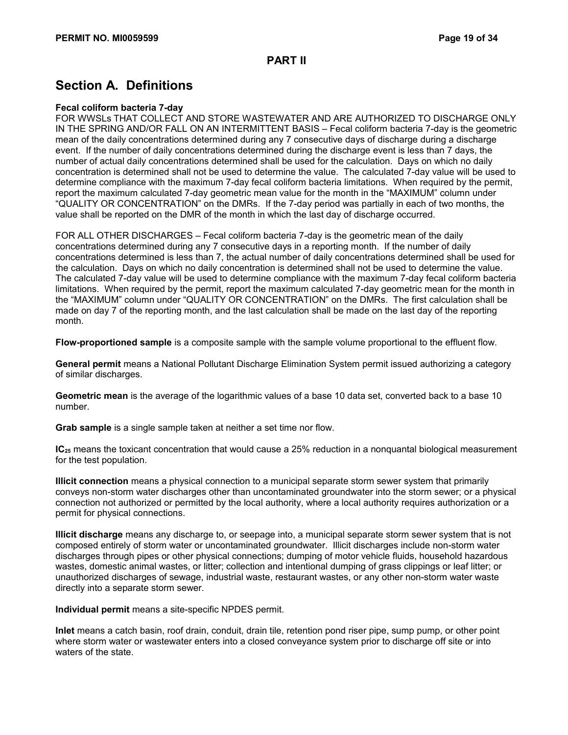## PART II

# Section A. Definitions

**Fecal coliform bacteria 7-day**
FOR WWSLs THAT COLLECT AND STORE WASTEWATER AND ARE AUTHORIZED TO DISCHARGE ONLY IN THE SPRING AND/OR FALL ON AN INTERMITTENT BASIS – Fecal coliform bacteria 7-day is the geometric mean of the daily concentrations determined during any 7 consecutive days of discharge during a discharge event. If the number of daily concentrations determined during the discharge event is less than 7 days, the number of actual daily concentrations determined shall be used for the calculation. Days on which no daily concentration is determined shall not be used to determine the value. The calculated 7-day value will be used to determine compliance with the maximum 7-day fecal coliform bacteria limitations. When required by the permit, report the maximum calculated 7-day geometric mean value for the month in the "MAXIMUM" column under "QUALITY OR CONCENTRATION" on the DMRs. If the 7-day period was partially in each of two months, the value shall be reported on the DMR of the month in which the last day of discharge occurred.

FOR ALL OTHER DISCHARGES – Fecal coliform bacteria 7-day is the geometric mean of the daily concentrations determined during any 7 consecutive days in a reporting month. If the number of daily concentrations determined is less than 7, the actual number of daily concentrations determined shall be used for the calculation. Days on which no daily concentration is determined shall not be used to determine the value. The calculated 7-day value will be used to determine compliance with the maximum 7-day fecal coliform bacteria limitations. When required by the permit, report the maximum calculated 7-day geometric mean for the month in the "MAXIMUM" column under "QUALITY OR CONCENTRATION" on the DMRs. The first calculation shall be made on day 7 of the reporting month, and the last calculation shall be made on the last day of the reporting month.

**Flow-proportioned sample** is a composite sample with the sample volume proportional to the effluent flow.

**General permit** means a National Pollutant Discharge Elimination System permit issued authorizing a category of similar discharges.

**Geometric mean** is the average of the logarithmic values of a base 10 data set, converted back to a base 10 number.

**Grab sample** is a single sample taken at neither a set time nor flow.

**$IC_{25}$** means the toxicant concentration that would cause a 25% reduction in a nonquantal biological measurement for the test population.

**Illicit connection** means a physical connection to a municipal separate storm sewer system that primarily conveys non-storm water discharges other than uncontaminated groundwater into the storm sewer; or a physical connection not authorized or permitted by the local authority, where a local authority requires authorization or a permit for physical connections.

**Illicit discharge** means any discharge to, or seepage into, a municipal separate storm sewer system that is not composed entirely of storm water or uncontaminated groundwater. Illicit discharges include non-storm water discharges through pipes or other physical connections; dumping of motor vehicle fluids, household hazardous wastes, domestic animal wastes, or litter; collection and intentional dumping of grass clippings or leaf litter; or unauthorized discharges of sewage, industrial waste, restaurant wastes, or any other non-storm water waste directly into a separate storm sewer.

**Individual permit** means a site-specific NPDES permit.

**Inlet** means a catch basin, roof drain, conduit, drain tile, retention pond riser pipe, sump pump, or other point where storm water or wastewater enters into a closed conveyance system prior to discharge off site or into waters of the state.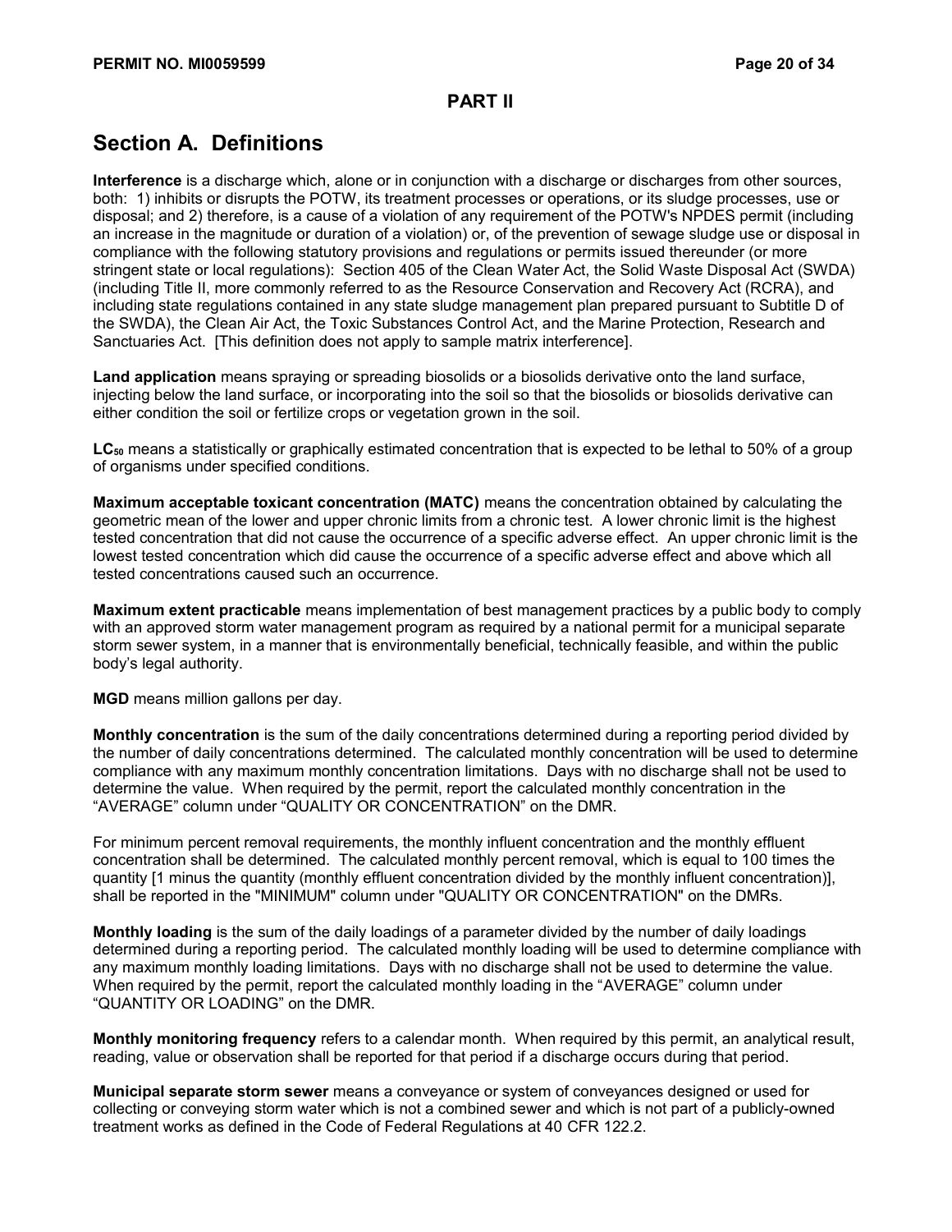## PART II

# Section A. Definitions

**Interference** is a discharge which, alone or in conjunction with a discharge or discharges from other sources, both: 1) inhibits or disrupts the POTW, its treatment processes or operations, or its sludge processes, use or disposal; and 2) therefore, is a cause of a violation of any requirement of the POTW's NPDES permit (including an increase in the magnitude or duration of a violation) or, of the prevention of sewage sludge use or disposal in compliance with the following statutory provisions and regulations or permits issued thereunder (or more stringent state or local regulations): Section 405 of the Clean Water Act, the Solid Waste Disposal Act (SWDA) (including Title II, more commonly referred to as the Resource Conservation and Recovery Act (RCRA), and including state regulations contained in any state sludge management plan prepared pursuant to Subtitle D of the SWDA), the Clean Air Act, the Toxic Substances Control Act, and the Marine Protection, Research and Sanctuaries Act. [This definition does not apply to sample matrix interference].

**Land application** means spraying or spreading biosolids or a biosolids derivative onto the land surface, injecting below the land surface, or incorporating into the soil so that the biosolids or biosolids derivative can either condition the soil or fertilize crops or vegetation grown in the soil.

**$LC_{50}$** means a statistically or graphically estimated concentration that is expected to be lethal to 50% of a group of organisms under specified conditions.

**Maximum acceptable toxicant concentration (MATC)** means the concentration obtained by calculating the geometric mean of the lower and upper chronic limits from a chronic test. A lower chronic limit is the highest tested concentration that did not cause the occurrence of a specific adverse effect. An upper chronic limit is the lowest tested concentration which did cause the occurrence of a specific adverse effect and above which all tested concentrations caused such an occurrence.

**Maximum extent practicable** means implementation of best management practices by a public body to comply with an approved storm water management program as required by a national permit for a municipal separate storm sewer system, in a manner that is environmentally beneficial, technically feasible, and within the public body's legal authority.

**MGD** means million gallons per day.

**Monthly concentration** is the sum of the daily concentrations determined during a reporting period divided by the number of daily concentrations determined. The calculated monthly concentration will be used to determine compliance with any maximum monthly concentration limitations. Days with no discharge shall not be used to determine the value. When required by the permit, report the calculated monthly concentration in the "AVERAGE" column under "QUALITY OR CONCENTRATION" on the DMR.

For minimum percent removal requirements, the monthly influent concentration and the monthly effluent concentration shall be determined. The calculated monthly percent removal, which is equal to 100 times the quantity [1 minus the quantity (monthly effluent concentration divided by the monthly influent concentration)], shall be reported in the "MINIMUM" column under "QUALITY OR CONCENTRATION" on the DMRs.

**Monthly loading** is the sum of the daily loadings of a parameter divided by the number of daily loadings determined during a reporting period. The calculated monthly loading will be used to determine compliance with any maximum monthly loading limitations. Days with no discharge shall not be used to determine the value. When required by the permit, report the calculated monthly loading in the "AVERAGE" column under "QUANTITY OR LOADING" on the DMR.

**Monthly monitoring frequency** refers to a calendar month. When required by this permit, an analytical result, reading, value or observation shall be reported for that period if a discharge occurs during that period.

**Municipal separate storm sewer** means a conveyance or system of conveyances designed or used for collecting or conveying storm water which is not a combined sewer and which is not part of a publicly-owned treatment works as defined in the Code of Federal Regulations at 40 CFR 122.2.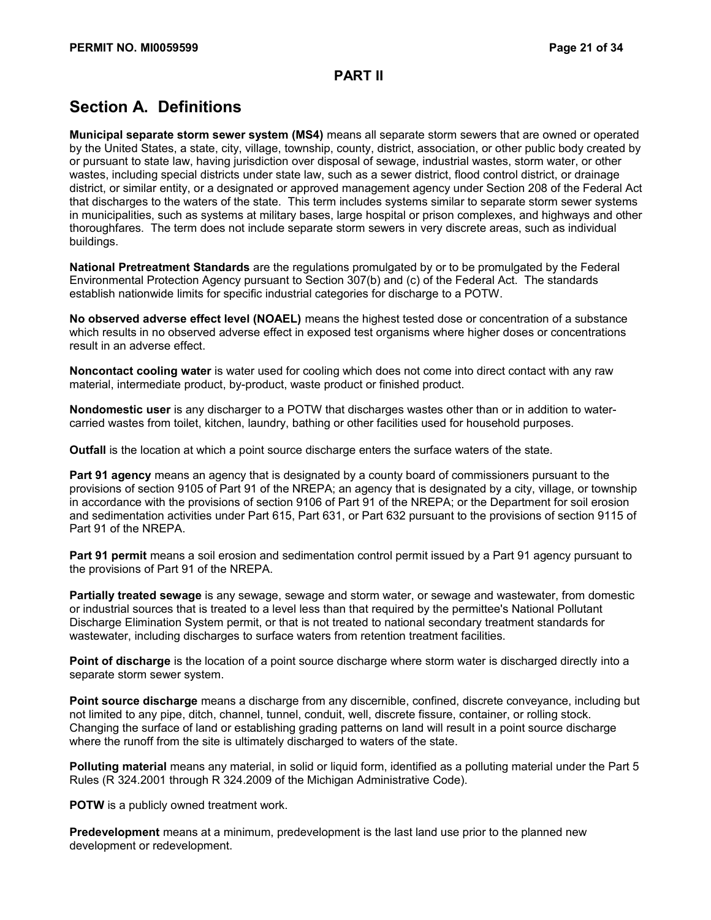## PART II

## Section A. Definitions

**Municipal separate storm sewer system (MS4)** means all separate storm sewers that are owned or operated by the United States, a state, city, village, township, county, district, association, or other public body created by or pursuant to state law, having jurisdiction over disposal of sewage, industrial wastes, storm water, or other wastes, including special districts under state law, such as a sewer district, flood control district, or drainage district, or similar entity, or a designated or approved management agency under Section 208 of the Federal Act that discharges to the waters of the state. This term includes systems similar to separate storm sewer systems in municipalities, such as systems at military bases, large hospital or prison complexes, and highways and other thoroughfares. The term does not include separate storm sewers in very discrete areas, such as individual buildings.

**National Pretreatment Standards** are the regulations promulgated by or to be promulgated by the Federal Environmental Protection Agency pursuant to Section 307(b) and (c) of the Federal Act. The standards establish nationwide limits for specific industrial categories for discharge to a POTW.

**No observed adverse effect level (NOAEL)** means the highest tested dose or concentration of a substance which results in no observed adverse effect in exposed test organisms where higher doses or concentrations result in an adverse effect.

**Noncontact cooling water** is water used for cooling which does not come into direct contact with any raw material, intermediate product, by-product, waste product or finished product.

**Nondomestic user** is any discharger to a POTW that discharges wastes other than or in addition to water-carried wastes from toilet, kitchen, laundry, bathing or other facilities used for household purposes.

**Outfall** is the location at which a point source discharge enters the surface waters of the state.

**Part 91 agency** means an agency that is designated by a county board of commissioners pursuant to the provisions of section 9105 of Part 91 of the NREPA; an agency that is designated by a city, village, or township in accordance with the provisions of section 9106 of Part 91 of the NREPA; or the Department for soil erosion and sedimentation activities under Part 615, Part 631, or Part 632 pursuant to the provisions of section 9115 of Part 91 of the NREPA.

**Part 91 permit** means a soil erosion and sedimentation control permit issued by a Part 91 agency pursuant to the provisions of Part 91 of the NREPA.

**Partially treated sewage** is any sewage, sewage and storm water, or sewage and wastewater, from domestic or industrial sources that is treated to a level less than that required by the permittee's National Pollutant Discharge Elimination System permit, or that is not treated to national secondary treatment standards for wastewater, including discharges to surface waters from retention treatment facilities.

**Point of discharge** is the location of a point source discharge where storm water is discharged directly into a separate storm sewer system.

**Point source discharge** means a discharge from any discernible, confined, discrete conveyance, including but not limited to any pipe, ditch, channel, tunnel, conduit, well, discrete fissure, container, or rolling stock. Changing the surface of land or establishing grading patterns on land will result in a point source discharge where the runoff from the site is ultimately discharged to waters of the state.

**Polluting material** means any material, in solid or liquid form, identified as a polluting material under the Part 5 Rules (R 324.2001 through R 324.2009 of the Michigan Administrative Code).

**POTW** is a publicly owned treatment work.

**Predevelopment** means at a minimum, predevelopment is the last land use prior to the planned new development or redevelopment.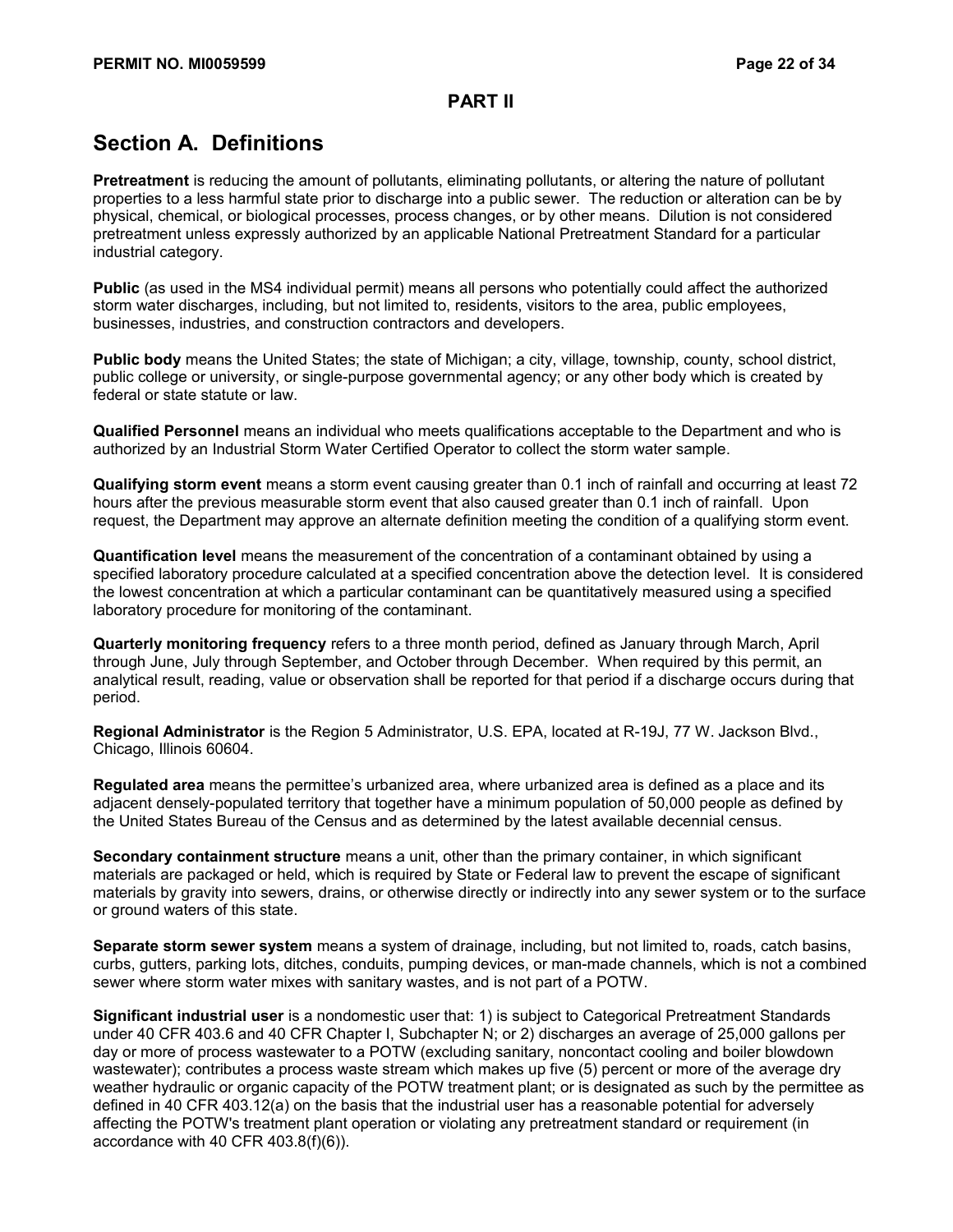## PART II

# Section A. Definitions

**Pretreatment** is reducing the amount of pollutants, eliminating pollutants, or altering the nature of pollutant properties to a less harmful state prior to discharge into a public sewer. The reduction or alteration can be by physical, chemical, or biological processes, process changes, or by other means. Dilution is not considered pretreatment unless expressly authorized by an applicable National Pretreatment Standard for a particular industrial category.

**Public** (as used in the MS4 individual permit) means all persons who potentially could affect the authorized storm water discharges, including, but not limited to, residents, visitors to the area, public employees, businesses, industries, and construction contractors and developers.

**Public body** means the United States; the state of Michigan; a city, village, township, county, school district, public college or university, or single-purpose governmental agency; or any other body which is created by federal or state statute or law.

**Qualified Personnel** means an individual who meets qualifications acceptable to the Department and who is authorized by an Industrial Storm Water Certified Operator to collect the storm water sample.

**Qualifying storm event** means a storm event causing greater than 0.1 inch of rainfall and occurring at least 72 hours after the previous measurable storm event that also caused greater than 0.1 inch of rainfall. Upon request, the Department may approve an alternate definition meeting the condition of a qualifying storm event.

**Quantification level** means the measurement of the concentration of a contaminant obtained by using a specified laboratory procedure calculated at a specified concentration above the detection level. It is considered the lowest concentration at which a particular contaminant can be quantitatively measured using a specified laboratory procedure for monitoring of the contaminant.

**Quarterly monitoring frequency** refers to a three month period, defined as January through March, April through June, July through September, and October through December. When required by this permit, an analytical result, reading, value or observation shall be reported for that period if a discharge occurs during that period.

**Regional Administrator** is the Region 5 Administrator, U.S. EPA, located at R-19J, 77 W. Jackson Blvd., Chicago, Illinois 60604.

**Regulated area** means the permittee's urbanized area, where urbanized area is defined as a place and its adjacent densely-populated territory that together have a minimum population of 50,000 people as defined by the United States Bureau of the Census and as determined by the latest available decennial census.

**Secondary containment structure** means a unit, other than the primary container, in which significant materials are packaged or held, which is required by State or Federal law to prevent the escape of significant materials by gravity into sewers, drains, or otherwise directly or indirectly into any sewer system or to the surface or ground waters of this state.

**Separate storm sewer system** means a system of drainage, including, but not limited to, roads, catch basins, curbs, gutters, parking lots, ditches, conduits, pumping devices, or man-made channels, which is not a combined sewer where storm water mixes with sanitary wastes, and is not part of a POTW.

**Significant industrial user** is a nondomestic user that: 1) is subject to Categorical Pretreatment Standards under 40 CFR 403.6 and 40 CFR Chapter I, Subchapter N; or 2) discharges an average of 25,000 gallons per day or more of process wastewater to a POTW (excluding sanitary, noncontact cooling and boiler blowdown wastewater); contributes a process waste stream which makes up five (5) percent or more of the average dry weather hydraulic or organic capacity of the POTW treatment plant; or is designated as such by the permittee as defined in 40 CFR 403.12(a) on the basis that the industrial user has a reasonable potential for adversely affecting the POTW's treatment plant operation or violating any pretreatment standard or requirement (in accordance with 40 CFR 403.8(f)(6)).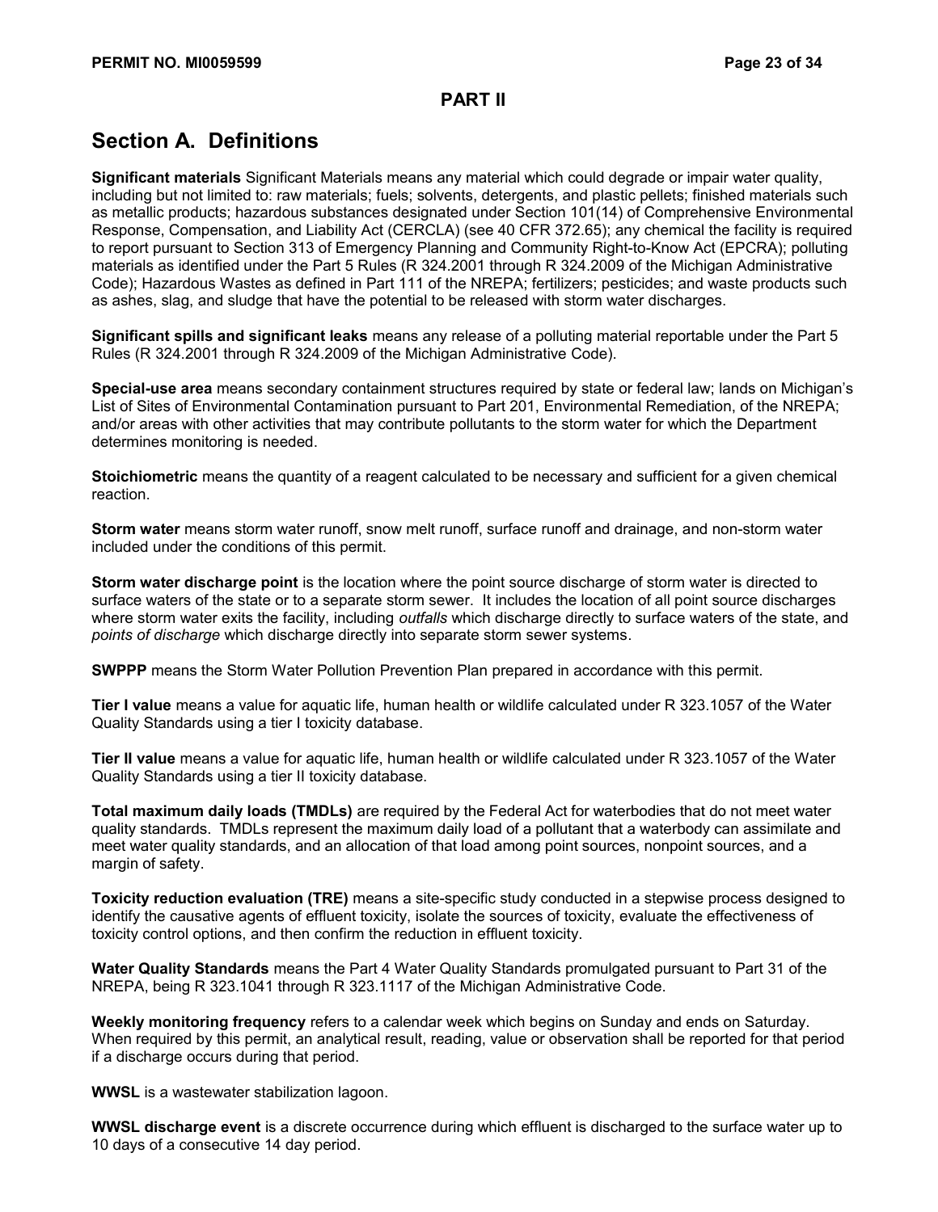## PART II

# Section A. Definitions

**Significant materials** Significant Materials means any material which could degrade or impair water quality, including but not limited to: raw materials; fuels; solvents, detergents, and plastic pellets; finished materials such as metallic products; hazardous substances designated under Section 101(14) of Comprehensive Environmental Response, Compensation, and Liability Act (CERCLA) (see 40 CFR 372.65); any chemical the facility is required to report pursuant to Section 313 of Emergency Planning and Community Right-to-Know Act (EPCRA); polluting materials as identified under the Part 5 Rules (R 324.2001 through R 324.2009 of the Michigan Administrative Code); Hazardous Wastes as defined in Part 111 of the NREPA; fertilizers; pesticides; and waste products such as ashes, slag, and sludge that have the potential to be released with storm water discharges.

**Significant spills and significant leaks** means any release of a polluting material reportable under the Part 5 Rules (R 324.2001 through R 324.2009 of the Michigan Administrative Code).

**Special-use area** means secondary containment structures required by state or federal law; lands on Michigan's List of Sites of Environmental Contamination pursuant to Part 201, Environmental Remediation, of the NREPA; and/or areas with other activities that may contribute pollutants to the storm water for which the Department determines monitoring is needed.

**Stoichiometric** means the quantity of a reagent calculated to be necessary and sufficient for a given chemical reaction.

**Storm water** means storm water runoff, snow melt runoff, surface runoff and drainage, and non-storm water included under the conditions of this permit.

**Storm water discharge point** is the location where the point source discharge of storm water is directed to surface waters of the state or to a separate storm sewer. It includes the location of all point source discharges where storm water exits the facility, including *outfalls* which discharge directly to surface waters of the state, and *points of discharge* which discharge directly into separate storm sewer systems.

**SWPPP** means the Storm Water Pollution Prevention Plan prepared in accordance with this permit.

**Tier I value** means a value for aquatic life, human health or wildlife calculated under R 323.1057 of the Water Quality Standards using a tier I toxicity database.

**Tier II value** means a value for aquatic life, human health or wildlife calculated under R 323.1057 of the Water Quality Standards using a tier II toxicity database.

**Total maximum daily loads (TMDLs)** are required by the Federal Act for waterbodies that do not meet water quality standards. TMDLs represent the maximum daily load of a pollutant that a waterbody can assimilate and meet water quality standards, and an allocation of that load among point sources, nonpoint sources, and a margin of safety.

**Toxicity reduction evaluation (TRE)** means a site-specific study conducted in a stepwise process designed to identify the causative agents of effluent toxicity, isolate the sources of toxicity, evaluate the effectiveness of toxicity control options, and then confirm the reduction in effluent toxicity.

**Water Quality Standards** means the Part 4 Water Quality Standards promulgated pursuant to Part 31 of the NREPA, being R 323.1041 through R 323.1117 of the Michigan Administrative Code.

**Weekly monitoring frequency** refers to a calendar week which begins on Sunday and ends on Saturday. When required by this permit, an analytical result, reading, value or observation shall be reported for that period if a discharge occurs during that period.

**WWSL** is a wastewater stabilization lagoon.

**WWSL discharge event** is a discrete occurrence during which effluent is discharged to the surface water up to 10 days of a consecutive 14 day period.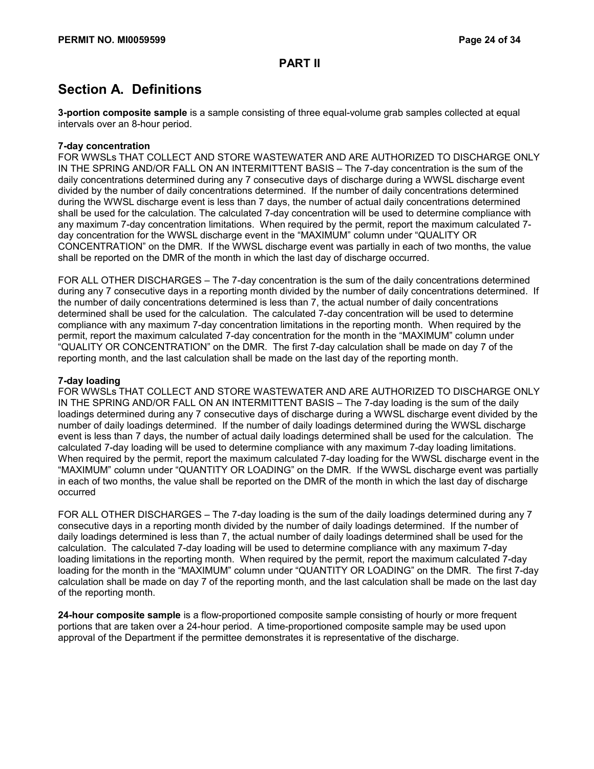## PART II

# Section A. Definitions

**3-portion composite sample** is a sample consisting of three equal-volume grab samples collected at equal intervals over an 8-hour period.

**7-day concentration**
FOR WWSLs THAT COLLECT AND STORE WASTEWATER AND ARE AUTHORIZED TO DISCHARGE ONLY IN THE SPRING AND/OR FALL ON AN INTERMITTENT BASIS – The 7-day concentration is the sum of the daily concentrations determined during any 7 consecutive days of discharge during a WWSL discharge event divided by the number of daily concentrations determined. If the number of daily concentrations determined during the WWSL discharge event is less than 7 days, the number of actual daily concentrations determined shall be used for the calculation. The calculated 7-day concentration will be used to determine compliance with any maximum 7-day concentration limitations. When required by the permit, report the maximum calculated 7-day concentration for the WWSL discharge event in the "MAXIMUM" column under "QUALITY OR CONCENTRATION" on the DMR. If the WWSL discharge event was partially in each of two months, the value shall be reported on the DMR of the month in which the last day of discharge occurred.

FOR ALL OTHER DISCHARGES – The 7-day concentration is the sum of the daily concentrations determined during any 7 consecutive days in a reporting month divided by the number of daily concentrations determined. If the number of daily concentrations determined is less than 7, the actual number of daily concentrations determined shall be used for the calculation. The calculated 7-day concentration will be used to determine compliance with any maximum 7-day concentration limitations in the reporting month. When required by the permit, report the maximum calculated 7-day concentration for the month in the "MAXIMUM" column under "QUALITY OR CONCENTRATION" on the DMR. The first 7-day calculation shall be made on day 7 of the reporting month, and the last calculation shall be made on the last day of the reporting month.

**7-day loading**
FOR WWSLs THAT COLLECT AND STORE WASTEWATER AND ARE AUTHORIZED TO DISCHARGE ONLY IN THE SPRING AND/OR FALL ON AN INTERMITTENT BASIS – The 7-day loading is the sum of the daily loadings determined during any 7 consecutive days of discharge during a WWSL discharge event divided by the number of daily loadings determined. If the number of daily loadings determined during the WWSL discharge event is less than 7 days, the number of actual daily loadings determined shall be used for the calculation. The calculated 7-day loading will be used to determine compliance with any maximum 7-day loading limitations. When required by the permit, report the maximum calculated 7-day loading for the WWSL discharge event in the "MAXIMUM" column under "QUANTITY OR LOADING" on the DMR. If the WWSL discharge event was partially in each of two months, the value shall be reported on the DMR of the month in which the last day of discharge occurred

FOR ALL OTHER DISCHARGES – The 7-day loading is the sum of the daily loadings determined during any 7 consecutive days in a reporting month divided by the number of daily loadings determined. If the number of daily loadings determined is less than 7, the actual number of daily loadings determined shall be used for the calculation. The calculated 7-day loading will be used to determine compliance with any maximum 7-day loading limitations in the reporting month. When required by the permit, report the maximum calculated 7-day loading for the month in the "MAXIMUM" column under "QUANTITY OR LOADING" on the DMR. The first 7-day calculation shall be made on day 7 of the reporting month, and the last calculation shall be made on the last day of the reporting month.

**24-hour composite sample** is a flow-proportioned composite sample consisting of hourly or more frequent portions that are taken over a 24-hour period. A time-proportioned composite sample may be used upon approval of the Department if the permittee demonstrates it is representative of the discharge.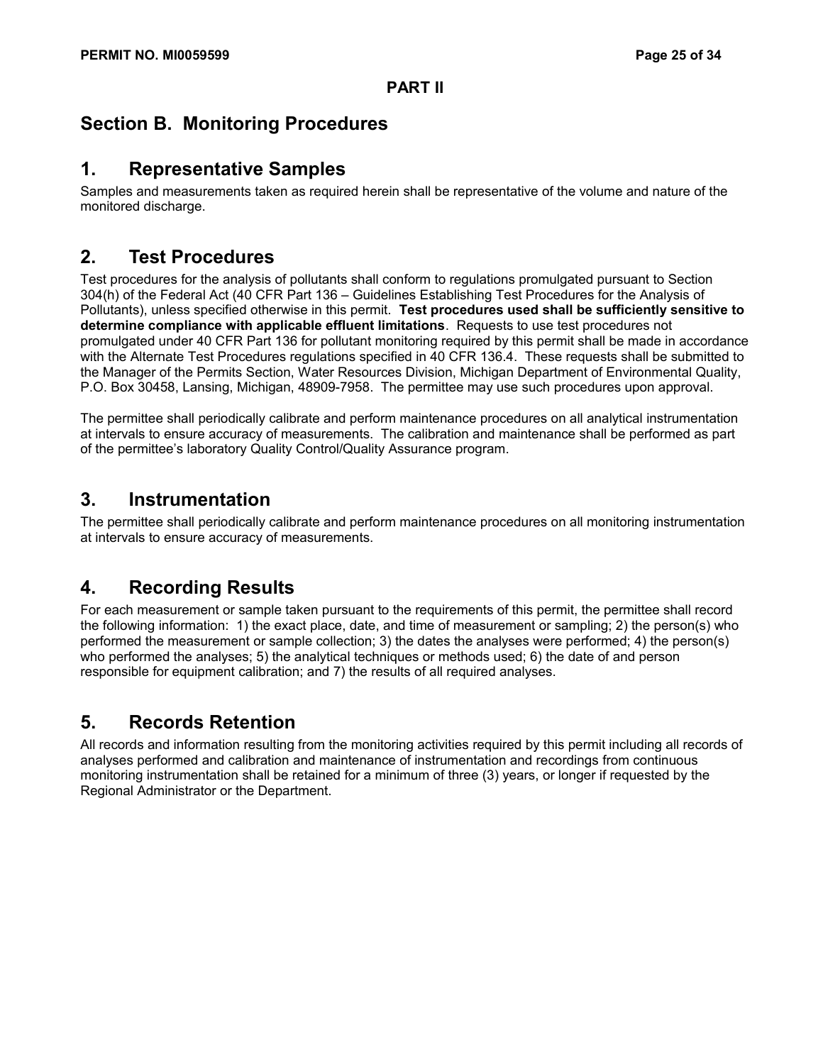**PART II**

## Section B. Monitoring Procedures

### 1. Representative Samples

Samples and measurements taken as required herein shall be representative of the volume and nature of the monitored discharge.

### 2. Test Procedures

Test procedures for the analysis of pollutants shall conform to regulations promulgated pursuant to Section 304(h) of the Federal Act (40 CFR Part 136 – Guidelines Establishing Test Procedures for the Analysis of Pollutants), unless specified otherwise in this permit. **Test procedures used shall be sufficiently sensitive to determine compliance with applicable effluent limitations**. Requests to use test procedures not promulgated under 40 CFR Part 136 for pollutant monitoring required by this permit shall be made in accordance with the Alternate Test Procedures regulations specified in 40 CFR 136.4. These requests shall be submitted to the Manager of the Permits Section, Water Resources Division, Michigan Department of Environmental Quality, P.O. Box 30458, Lansing, Michigan, 48909-7958. The permittee may use such procedures upon approval.

The permittee shall periodically calibrate and perform maintenance procedures on all analytical instrumentation at intervals to ensure accuracy of measurements. The calibration and maintenance shall be performed as part of the permittee's laboratory Quality Control/Quality Assurance program.

### 3. Instrumentation

The permittee shall periodically calibrate and perform maintenance procedures on all monitoring instrumentation at intervals to ensure accuracy of measurements.

### 4. Recording Results

For each measurement or sample taken pursuant to the requirements of this permit, the permittee shall record the following information: 1) the exact place, date, and time of measurement or sampling; 2) the person(s) who performed the measurement or sample collection; 3) the dates the analyses were performed; 4) the person(s) who performed the analyses; 5) the analytical techniques or methods used; 6) the date of and person responsible for equipment calibration; and 7) the results of all required analyses.

### 5. Records Retention

All records and information resulting from the monitoring activities required by this permit including all records of analyses performed and calibration and maintenance of instrumentation and recordings from continuous monitoring instrumentation shall be retained for a minimum of three (3) years, or longer if requested by the Regional Administrator or the Department.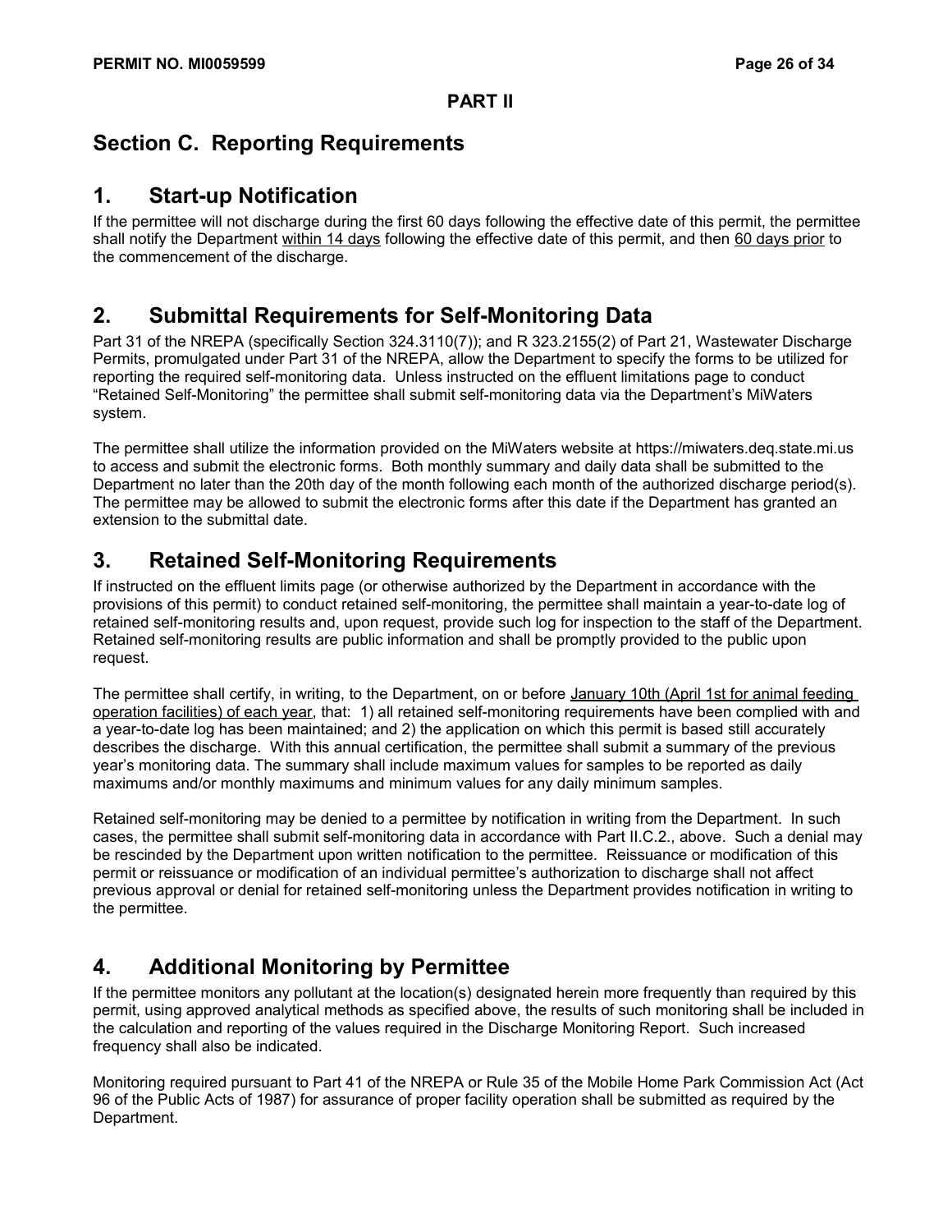## PART II

# Section C. Reporting Requirements

## 1. Start-up Notification

If the permittee will not discharge during the first 60 days following the effective date of this permit, the permittee shall notify the Department within 14 days following the effective date of this permit, and then 60 days prior to the commencement of the discharge.

## 2. Submittal Requirements for Self-Monitoring Data

Part 31 of the NREPA (specifically Section 324.3110(7)); and R 323.2155(2) of Part 21, Wastewater Discharge Permits, promulgated under Part 31 of the NREPA, allow the Department to specify the forms to be utilized for reporting the required self-monitoring data. Unless instructed on the effluent limitations page to conduct "Retained Self-Monitoring" the permittee shall submit self-monitoring data via the Department's MiWaters system.

The permittee shall utilize the information provided on the MiWaters website at https://miwaters.deq.state.mi.us to access and submit the electronic forms. Both monthly summary and daily data shall be submitted to the Department no later than the 20th day of the month following each month of the authorized discharge period(s). The permittee may be allowed to submit the electronic forms after this date if the Department has granted an extension to the submittal date.

## 3. Retained Self-Monitoring Requirements

If instructed on the effluent limits page (or otherwise authorized by the Department in accordance with the provisions of this permit) to conduct retained self-monitoring, the permittee shall maintain a year-to-date log of retained self-monitoring results and, upon request, provide such log for inspection to the staff of the Department. Retained self-monitoring results are public information and shall be promptly provided to the public upon request.

The permittee shall certify, in writing, to the Department, on or before January 10th (April 1st for animal feeding operation facilities) of each year, that: 1) all retained self-monitoring requirements have been complied with and a year-to-date log has been maintained; and 2) the application on which this permit is based still accurately describes the discharge. With this annual certification, the permittee shall submit a summary of the previous year's monitoring data. The summary shall include maximum values for samples to be reported as daily maximums and/or monthly maximums and minimum values for any daily minimum samples.

Retained self-monitoring may be denied to a permittee by notification in writing from the Department. In such cases, the permittee shall submit self-monitoring data in accordance with Part II.C.2., above. Such a denial may be rescinded by the Department upon written notification to the permittee. Reissuance or modification of this permit or reissuance or modification of an individual permittee's authorization to discharge shall not affect previous approval or denial for retained self-monitoring unless the Department provides notification in writing to the permittee.

## 4. Additional Monitoring by Permittee

If the permittee monitors any pollutant at the location(s) designated herein more frequently than required by this permit, using approved analytical methods as specified above, the results of such monitoring shall be included in the calculation and reporting of the values required in the Discharge Monitoring Report. Such increased frequency shall also be indicated.

Monitoring required pursuant to Part 41 of the NREPA or Rule 35 of the Mobile Home Park Commission Act (Act 96 of the Public Acts of 1987) for assurance of proper facility operation shall be submitted as required by the Department.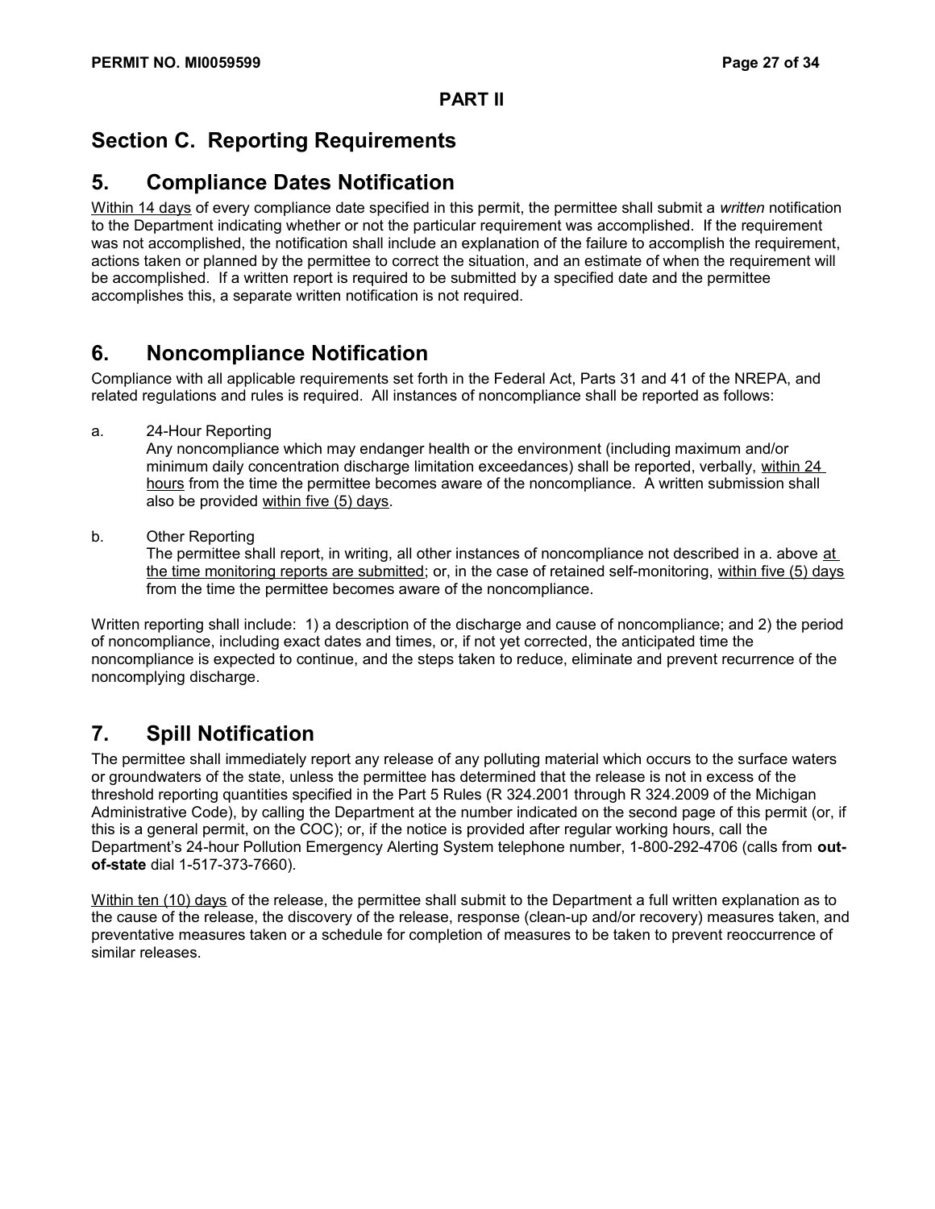## PART II

## Section C. Reporting Requirements

## 5. Compliance Dates Notification

Within 14 days of every compliance date specified in this permit, the permittee shall submit a *written* notification to the Department indicating whether or not the particular requirement was accomplished. If the requirement was not accomplished, the notification shall include an explanation of the failure to accomplish the requirement, actions taken or planned by the permittee to correct the situation, and an estimate of when the requirement will be accomplished. If a written report is required to be submitted by a specified date and the permittee accomplishes this, a separate written notification is not required.

## 6. Noncompliance Notification

Compliance with all applicable requirements set forth in the Federal Act, Parts 31 and 41 of the NREPA, and related regulations and rules is required. All instances of noncompliance shall be reported as follows:

a. 24-Hour Reporting
   Any noncompliance which may endanger health or the environment (including maximum and/or minimum daily concentration discharge limitation exceedances) shall be reported, verbally, within 24 hours from the time the permittee becomes aware of the noncompliance. A written submission shall also be provided within five (5) days.

b. Other Reporting
   The permittee shall report, in writing, all other instances of noncompliance not described in a. above at the time monitoring reports are submitted; or, in the case of retained self-monitoring, within five (5) days from the time the permittee becomes aware of the noncompliance.

Written reporting shall include: 1) a description of the discharge and cause of noncompliance; and 2) the period of noncompliance, including exact dates and times, or, if not yet corrected, the anticipated time the noncompliance is expected to continue, and the steps taken to reduce, eliminate and prevent recurrence of the noncomplying discharge.

## 7. Spill Notification

The permittee shall immediately report any release of any polluting material which occurs to the surface waters or groundwaters of the state, unless the permittee has determined that the release is not in excess of the threshold reporting quantities specified in the Part 5 Rules (R 324.2001 through R 324.2009 of the Michigan Administrative Code), by calling the Department at the number indicated on the second page of this permit (or, if this is a general permit, on the COC); or, if the notice is provided after regular working hours, call the Department's 24-hour Pollution Emergency Alerting System telephone number, 1-800-292-4706 (calls from **out-of-state** dial 1-517-373-7660).

Within ten (10) days of the release, the permittee shall submit to the Department a full written explanation as to the cause of the release, the discovery of the release, response (clean-up and/or recovery) measures taken, and preventative measures taken or a schedule for completion of measures to be taken to prevent reoccurrence of similar releases.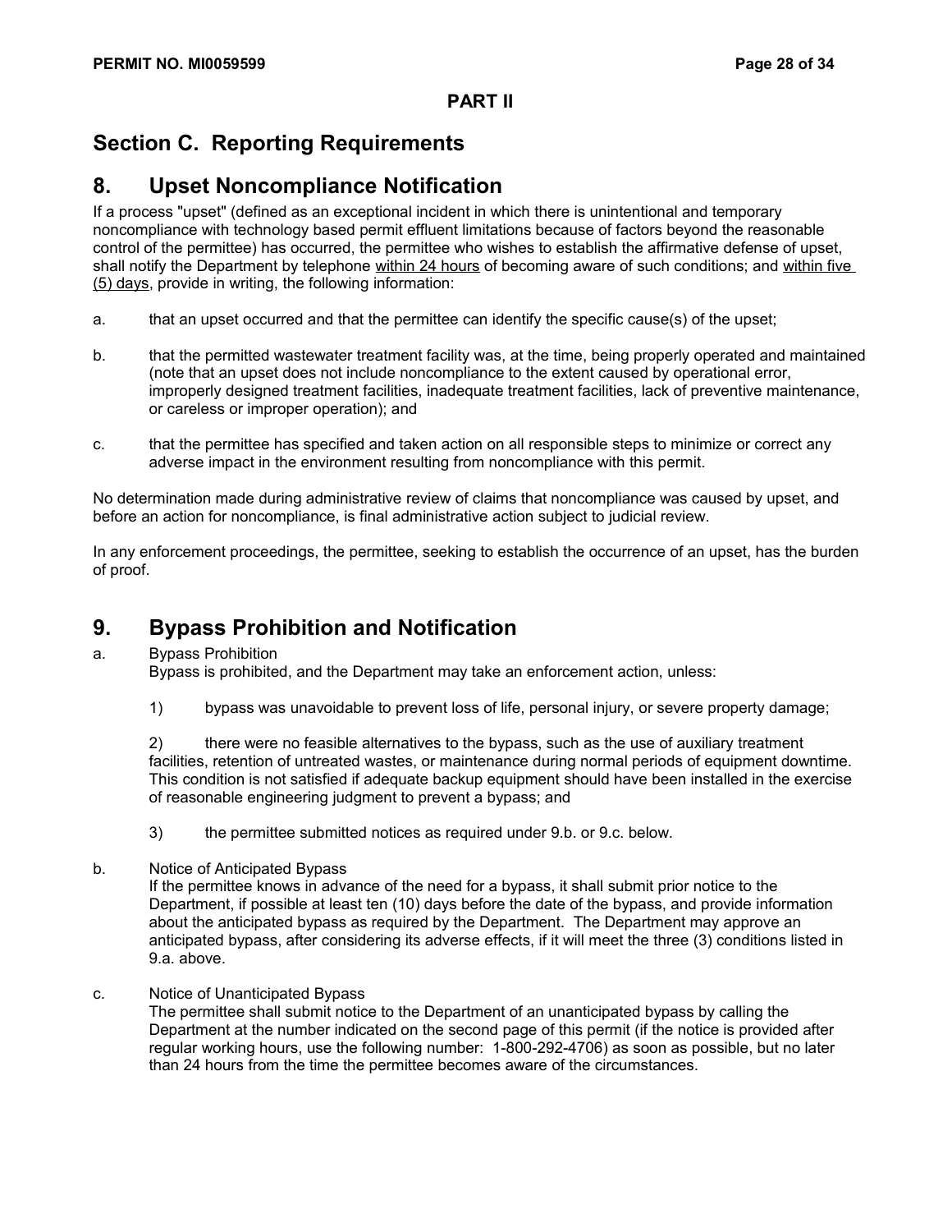**PART II**

## Section C. Reporting Requirements

## 8. Upset Noncompliance Notification

If a process "upset" (defined as an exceptional incident in which there is unintentional and temporary noncompliance with technology based permit effluent limitations because of factors beyond the reasonable control of the permittee) has occurred, the permittee who wishes to establish the affirmative defense of upset, shall notify the Department by telephone within 24 hours of becoming aware of such conditions; and within five (5) days, provide in writing, the following information:

a. that an upset occurred and that the permittee can identify the specific cause(s) of the upset;

b. that the permitted wastewater treatment facility was, at the time, being properly operated and maintained (note that an upset does not include noncompliance to the extent caused by operational error, improperly designed treatment facilities, inadequate treatment facilities, lack of preventive maintenance, or careless or improper operation); and

c. that the permittee has specified and taken action on all responsible steps to minimize or correct any adverse impact in the environment resulting from noncompliance with this permit.

No determination made during administrative review of claims that noncompliance was caused by upset, and before an action for noncompliance, is final administrative action subject to judicial review.

In any enforcement proceedings, the permittee, seeking to establish the occurrence of an upset, has the burden of proof.

## 9. Bypass Prohibition and Notification

a. Bypass Prohibition
Bypass is prohibited, and the Department may take an enforcement action, unless:

1) bypass was unavoidable to prevent loss of life, personal injury, or severe property damage;

2) there were no feasible alternatives to the bypass, such as the use of auxiliary treatment facilities, retention of untreated wastes, or maintenance during normal periods of equipment downtime. This condition is not satisfied if adequate backup equipment should have been installed in the exercise of reasonable engineering judgment to prevent a bypass; and

3) the permittee submitted notices as required under 9.b. or 9.c. below.

b. Notice of Anticipated Bypass
If the permittee knows in advance of the need for a bypass, it shall submit prior notice to the Department, if possible at least ten (10) days before the date of the bypass, and provide information about the anticipated bypass as required by the Department. The Department may approve an anticipated bypass, after considering its adverse effects, if it will meet the three (3) conditions listed in 9.a. above.

c. Notice of Unanticipated Bypass
The permittee shall submit notice to the Department of an unanticipated bypass by calling the Department at the number indicated on the second page of this permit (if the notice is provided after regular working hours, use the following number: 1-800-292-4706) as soon as possible, but no later than 24 hours from the time the permittee becomes aware of the circumstances.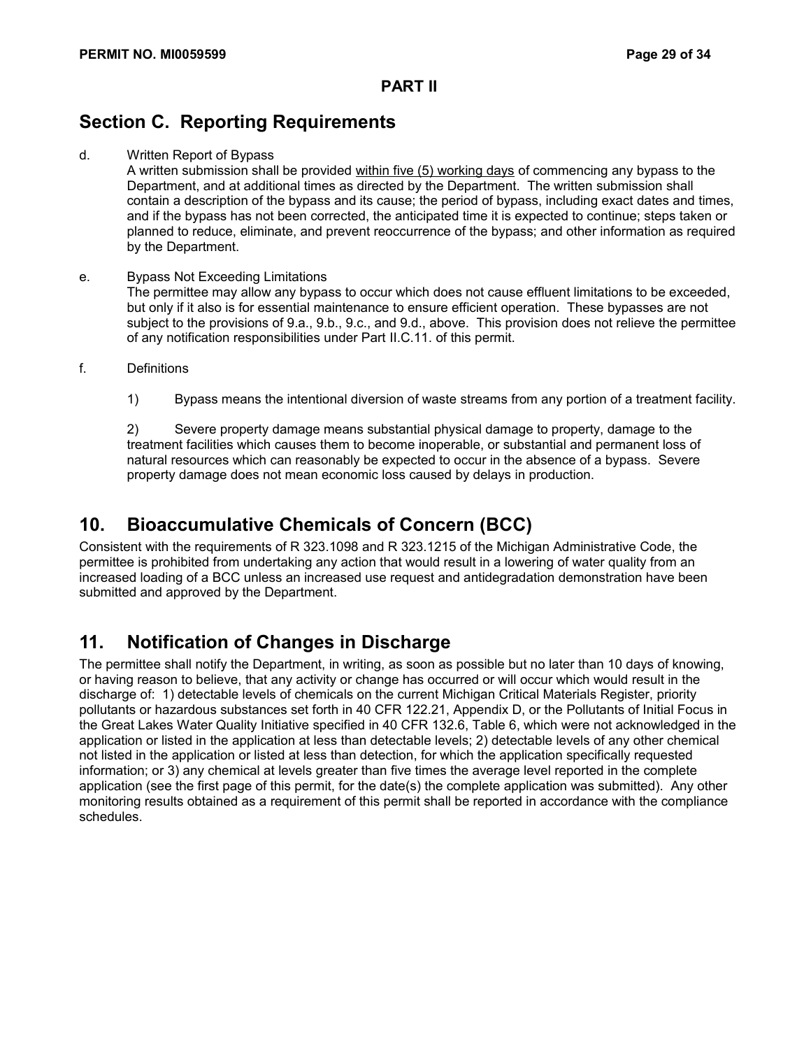**PART II**

## Section C. Reporting Requirements

d. Written Report of Bypass

A written submission shall be provided within five (5) working days of commencing any bypass to the Department, and at additional times as directed by the Department. The written submission shall contain a description of the bypass and its cause; the period of bypass, including exact dates and times, and if the bypass has not been corrected, the anticipated time it is expected to continue; steps taken or planned to reduce, eliminate, and prevent reoccurrence of the bypass; and other information as required by the Department.

e. Bypass Not Exceeding Limitations

The permittee may allow any bypass to occur which does not cause effluent limitations to be exceeded, but only if it also is for essential maintenance to ensure efficient operation. These bypasses are not subject to the provisions of 9.a., 9.b., 9.c., and 9.d., above. This provision does not relieve the permittee of any notification responsibilities under Part II.C.11. of this permit.

f. Definitions

1) Bypass means the intentional diversion of waste streams from any portion of a treatment facility.

2) Severe property damage means substantial physical damage to property, damage to the treatment facilities which causes them to become inoperable, or substantial and permanent loss of natural resources which can reasonably be expected to occur in the absence of a bypass. Severe property damage does not mean economic loss caused by delays in production.

## 10. Bioaccumulative Chemicals of Concern (BCC)

Consistent with the requirements of R 323.1098 and R 323.1215 of the Michigan Administrative Code, the permittee is prohibited from undertaking any action that would result in a lowering of water quality from an increased loading of a BCC unless an increased use request and antidegradation demonstration have been submitted and approved by the Department.

## 11. Notification of Changes in Discharge

The permittee shall notify the Department, in writing, as soon as possible but no later than 10 days of knowing, or having reason to believe, that any activity or change has occurred or will occur which would result in the discharge of: 1) detectable levels of chemicals on the current Michigan Critical Materials Register, priority pollutants or hazardous substances set forth in 40 CFR 122.21, Appendix D, or the Pollutants of Initial Focus in the Great Lakes Water Quality Initiative specified in 40 CFR 132.6, Table 6, which were not acknowledged in the application or listed in the application at less than detectable levels; 2) detectable levels of any other chemical not listed in the application or listed at less than detection, for which the application specifically requested information; or 3) any chemical at levels greater than five times the average level reported in the complete application (see the first page of this permit, for the date(s) the complete application was submitted). Any other monitoring results obtained as a requirement of this permit shall be reported in accordance with the compliance schedules.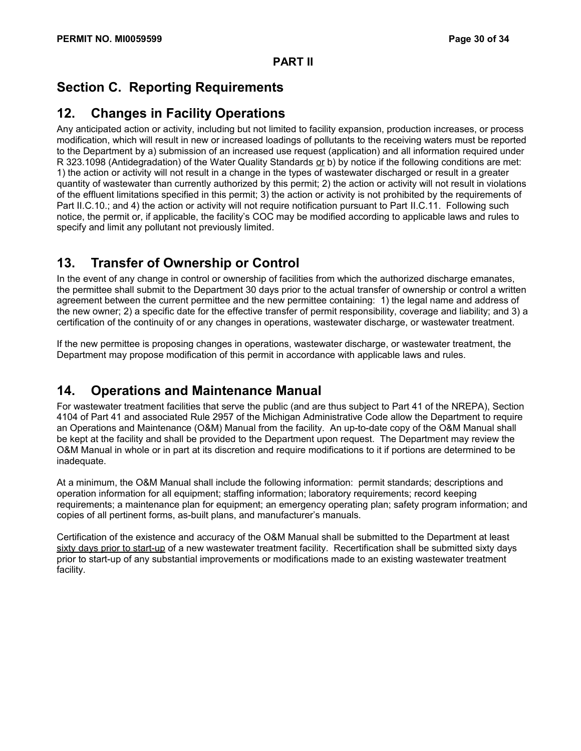**PART II**

## Section C. Reporting Requirements

## 12. Changes in Facility Operations

Any anticipated action or activity, including but not limited to facility expansion, production increases, or process modification, which will result in new or increased loadings of pollutants to the receiving waters must be reported to the Department by a) submission of an increased use request (application) and all information required under R 323.1098 (Antidegradation) of the Water Quality Standards <u>or</u> b) by notice if the following conditions are met: 1) the action or activity will not result in a change in the types of wastewater discharged or result in a greater quantity of wastewater than currently authorized by this permit; 2) the action or activity will not result in violations of the effluent limitations specified in this permit; 3) the action or activity is not prohibited by the requirements of Part II.C.10.; and 4) the action or activity will not require notification pursuant to Part II.C.11. Following such notice, the permit or, if applicable, the facility's COC may be modified according to applicable laws and rules to specify and limit any pollutant not previously limited.

## 13. Transfer of Ownership or Control

In the event of any change in control or ownership of facilities from which the authorized discharge emanates, the permittee shall submit to the Department 30 days prior to the actual transfer of ownership or control a written agreement between the current permittee and the new permittee containing: 1) the legal name and address of the new owner; 2) a specific date for the effective transfer of permit responsibility, coverage and liability; and 3) a certification of the continuity of or any changes in operations, wastewater discharge, or wastewater treatment.

If the new permittee is proposing changes in operations, wastewater discharge, or wastewater treatment, the Department may propose modification of this permit in accordance with applicable laws and rules.

## 14. Operations and Maintenance Manual

For wastewater treatment facilities that serve the public (and are thus subject to Part 41 of the NREPA), Section 4104 of Part 41 and associated Rule 2957 of the Michigan Administrative Code allow the Department to require an Operations and Maintenance (O&M) Manual from the facility. An up-to-date copy of the O&M Manual shall be kept at the facility and shall be provided to the Department upon request. The Department may review the O&M Manual in whole or in part at its discretion and require modifications to it if portions are determined to be inadequate.

At a minimum, the O&M Manual shall include the following information: permit standards; descriptions and operation information for all equipment; staffing information; laboratory requirements; record keeping requirements; a maintenance plan for equipment; an emergency operating plan; safety program information; and copies of all pertinent forms, as-built plans, and manufacturer's manuals.

Certification of the existence and accuracy of the O&M Manual shall be submitted to the Department at least <u>sixty days prior to start-up</u> of a new wastewater treatment facility. Recertification shall be submitted sixty days prior to start-up of any substantial improvements or modifications made to an existing wastewater treatment facility.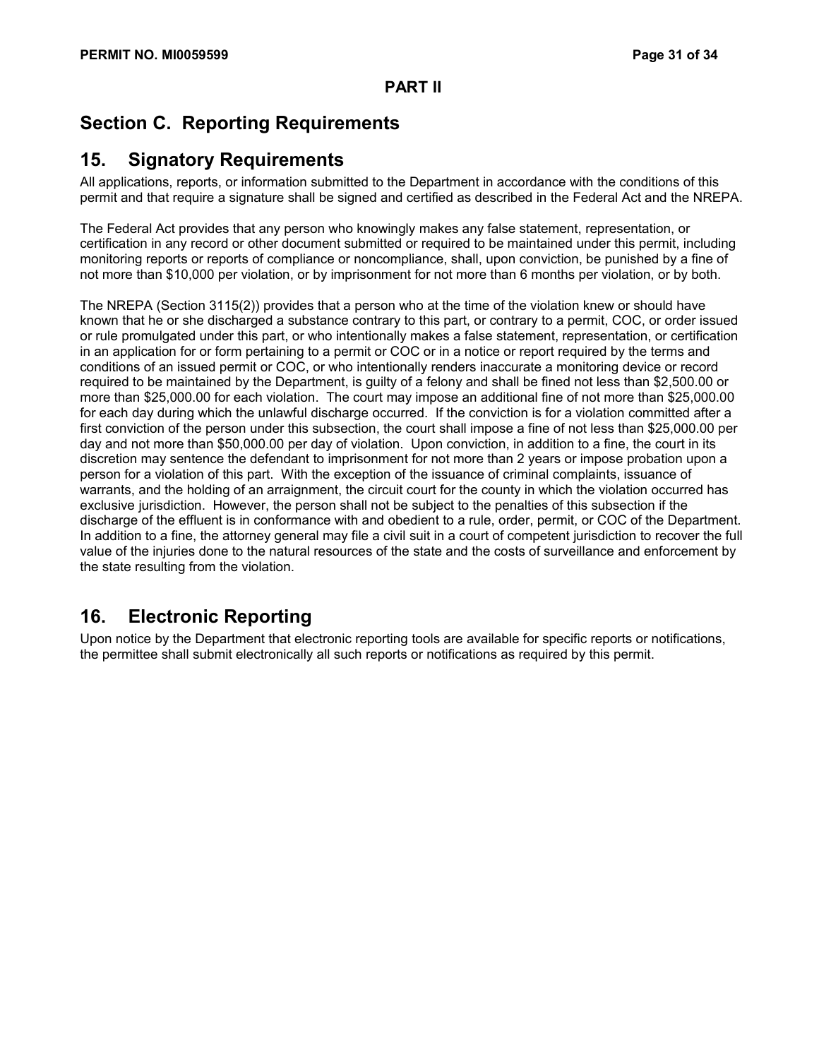## PART II

# Section C. Reporting Requirements

## 15. Signatory Requirements

All applications, reports, or information submitted to the Department in accordance with the conditions of this permit and that require a signature shall be signed and certified as described in the Federal Act and the NREPA.

The Federal Act provides that any person who knowingly makes any false statement, representation, or certification in any record or other document submitted or required to be maintained under this permit, including monitoring reports or reports of compliance or noncompliance, shall, upon conviction, be punished by a fine of not more than $10,000 per violation, or by imprisonment for not more than 6 months per violation, or by both.

The NREPA (Section 3115(2)) provides that a person who at the time of the violation knew or should have known that he or she discharged a substance contrary to this part, or contrary to a permit, COC, or order issued or rule promulgated under this part, or who intentionally makes a false statement, representation, or certification in an application for or form pertaining to a permit or COC or in a notice or report required by the terms and conditions of an issued permit or COC, or who intentionally renders inaccurate a monitoring device or record required to be maintained by the Department, is guilty of a felony and shall be fined not less than $2,500.00 or more than $25,000.00 for each violation. The court may impose an additional fine of not more than $25,000.00 for each day during which the unlawful discharge occurred. If the conviction is for a violation committed after a first conviction of the person under this subsection, the court shall impose a fine of not less than $25,000.00 per day and not more than $50,000.00 per day of violation. Upon conviction, in addition to a fine, the court in its discretion may sentence the defendant to imprisonment for not more than 2 years or impose probation upon a person for a violation of this part. With the exception of the issuance of criminal complaints, issuance of warrants, and the holding of an arraignment, the circuit court for the county in which the violation occurred has exclusive jurisdiction. However, the person shall not be subject to the penalties of this subsection if the discharge of the effluent is in conformance with and obedient to a rule, order, permit, or COC of the Department. In addition to a fine, the attorney general may file a civil suit in a court of competent jurisdiction to recover the full value of the injuries done to the natural resources of the state and the costs of surveillance and enforcement by the state resulting from the violation.

## 16. Electronic Reporting

Upon notice by the Department that electronic reporting tools are available for specific reports or notifications, the permittee shall submit electronically all such reports or notifications as required by this permit.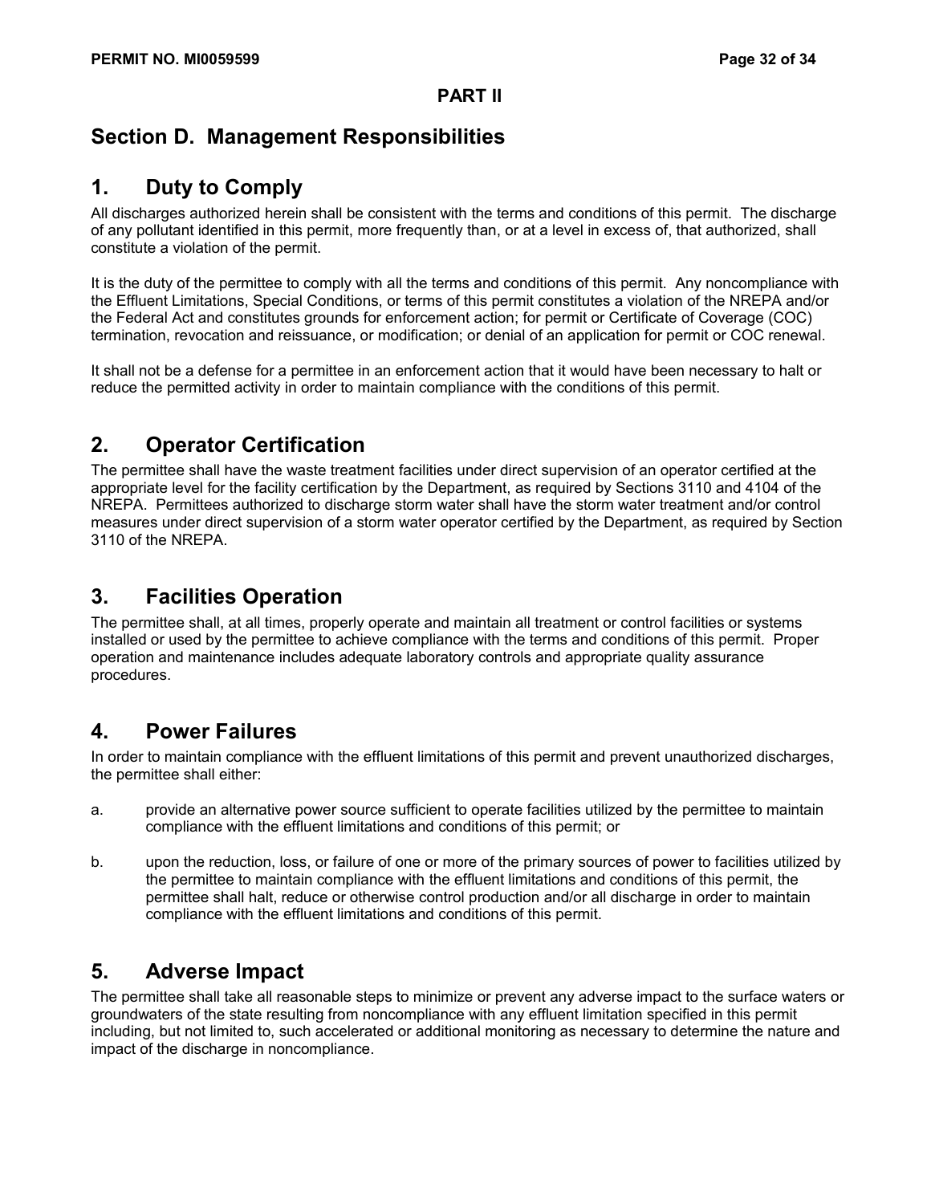**PART II**

## Section D. Management Responsibilities

### 1. Duty to Comply

All discharges authorized herein shall be consistent with the terms and conditions of this permit. The discharge of any pollutant identified in this permit, more frequently than, or at a level in excess of, that authorized, shall constitute a violation of the permit.

It is the duty of the permittee to comply with all the terms and conditions of this permit. Any noncompliance with the Effluent Limitations, Special Conditions, or terms of this permit constitutes a violation of the NREPA and/or the Federal Act and constitutes grounds for enforcement action; for permit or Certificate of Coverage (COC) termination, revocation and reissuance, or modification; or denial of an application for permit or COC renewal.

It shall not be a defense for a permittee in an enforcement action that it would have been necessary to halt or reduce the permitted activity in order to maintain compliance with the conditions of this permit.

### 2. Operator Certification

The permittee shall have the waste treatment facilities under direct supervision of an operator certified at the appropriate level for the facility certification by the Department, as required by Sections 3110 and 4104 of the NREPA. Permittees authorized to discharge storm water shall have the storm water treatment and/or control measures under direct supervision of a storm water operator certified by the Department, as required by Section 3110 of the NREPA.

### 3. Facilities Operation

The permittee shall, at all times, properly operate and maintain all treatment or control facilities or systems installed or used by the permittee to achieve compliance with the terms and conditions of this permit. Proper operation and maintenance includes adequate laboratory controls and appropriate quality assurance procedures.

### 4. Power Failures

In order to maintain compliance with the effluent limitations of this permit and prevent unauthorized discharges, the permittee shall either:

a. provide an alternative power source sufficient to operate facilities utilized by the permittee to maintain compliance with the effluent limitations and conditions of this permit; or

b. upon the reduction, loss, or failure of one or more of the primary sources of power to facilities utilized by the permittee to maintain compliance with the effluent limitations and conditions of this permit, the permittee shall halt, reduce or otherwise control production and/or all discharge in order to maintain compliance with the effluent limitations and conditions of this permit.

### 5. Adverse Impact

The permittee shall take all reasonable steps to minimize or prevent any adverse impact to the surface waters or groundwaters of the state resulting from noncompliance with any effluent limitation specified in this permit including, but not limited to, such accelerated or additional monitoring as necessary to determine the nature and impact of the discharge in noncompliance.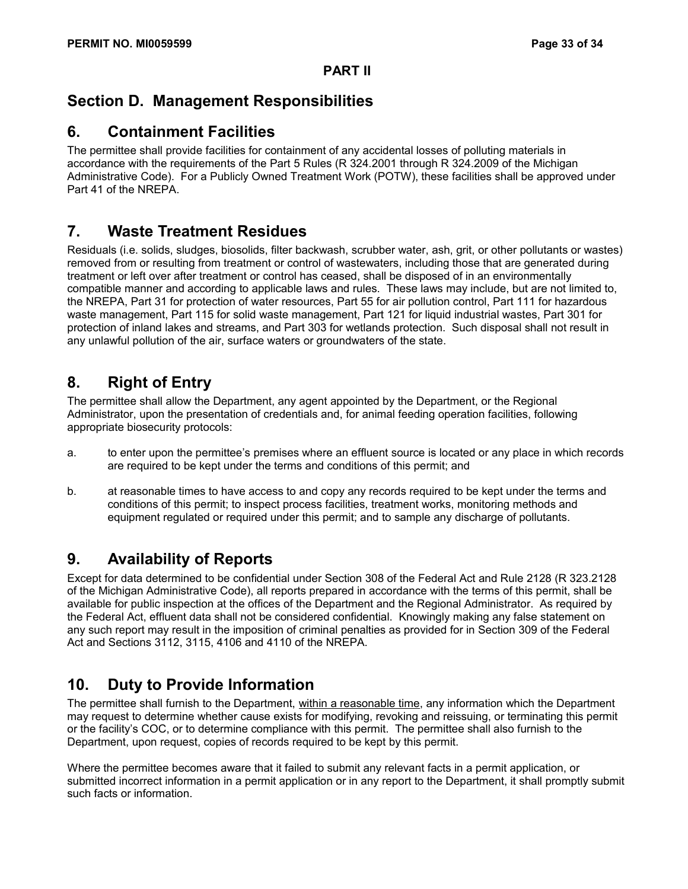**PART II**

## Section D. Management Responsibilities

## 6. Containment Facilities

The permittee shall provide facilities for containment of any accidental losses of polluting materials in accordance with the requirements of the Part 5 Rules (R 324.2001 through R 324.2009 of the Michigan Administrative Code). For a Publicly Owned Treatment Work (POTW), these facilities shall be approved under Part 41 of the NREPA.

## 7. Waste Treatment Residues

Residuals (i.e. solids, sludges, biosolids, filter backwash, scrubber water, ash, grit, or other pollutants or wastes) removed from or resulting from treatment or control of wastewaters, including those that are generated during treatment or left over after treatment or control has ceased, shall be disposed of in an environmentally compatible manner and according to applicable laws and rules. These laws may include, but are not limited to, the NREPA, Part 31 for protection of water resources, Part 55 for air pollution control, Part 111 for hazardous waste management, Part 115 for solid waste management, Part 121 for liquid industrial wastes, Part 301 for protection of inland lakes and streams, and Part 303 for wetlands protection. Such disposal shall not result in any unlawful pollution of the air, surface waters or groundwaters of the state.

## 8. Right of Entry

The permittee shall allow the Department, any agent appointed by the Department, or the Regional Administrator, upon the presentation of credentials and, for animal feeding operation facilities, following appropriate biosecurity protocols:

a. to enter upon the permittee's premises where an effluent source is located or any place in which records are required to be kept under the terms and conditions of this permit; and

b. at reasonable times to have access to and copy any records required to be kept under the terms and conditions of this permit; to inspect process facilities, treatment works, monitoring methods and equipment regulated or required under this permit; and to sample any discharge of pollutants.

## 9. Availability of Reports

Except for data determined to be confidential under Section 308 of the Federal Act and Rule 2128 (R 323.2128 of the Michigan Administrative Code), all reports prepared in accordance with the terms of this permit, shall be available for public inspection at the offices of the Department and the Regional Administrator. As required by the Federal Act, effluent data shall not be considered confidential. Knowingly making any false statement on any such report may result in the imposition of criminal penalties as provided for in Section 309 of the Federal Act and Sections 3112, 3115, 4106 and 4110 of the NREPA.

## 10. Duty to Provide Information

The permittee shall furnish to the Department, <u>within a reasonable time</u>, any information which the Department may request to determine whether cause exists for modifying, revoking and reissuing, or terminating this permit or the facility's COC, or to determine compliance with this permit. The permittee shall also furnish to the Department, upon request, copies of records required to be kept by this permit.

Where the permittee becomes aware that it failed to submit any relevant facts in a permit application, or submitted incorrect information in a permit application or in any report to the Department, it shall promptly submit such facts or information.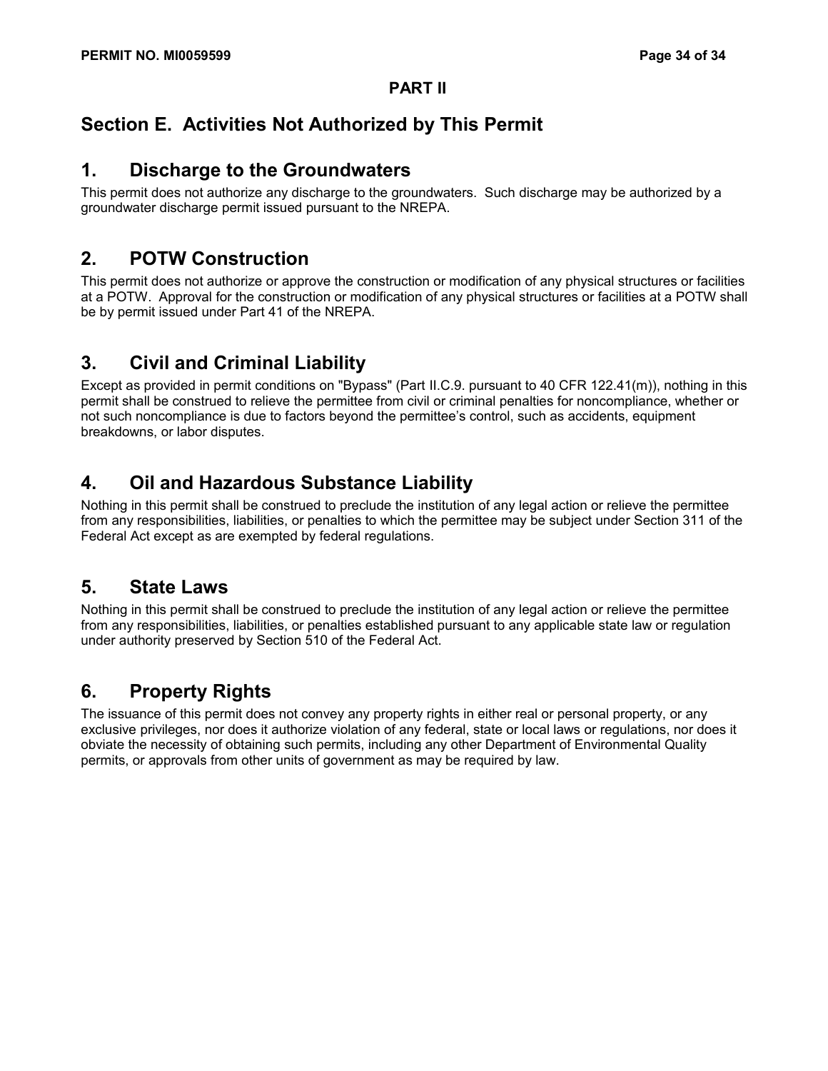**PART II**

## Section E. Activities Not Authorized by This Permit

### 1. Discharge to the Groundwaters

This permit does not authorize any discharge to the groundwaters. Such discharge may be authorized by a groundwater discharge permit issued pursuant to the NREPA.

### 2. POTW Construction

This permit does not authorize or approve the construction or modification of any physical structures or facilities at a POTW. Approval for the construction or modification of any physical structures or facilities at a POTW shall be by permit issued under Part 41 of the NREPA.

### 3. Civil and Criminal Liability

Except as provided in permit conditions on "Bypass" (Part II.C.9. pursuant to 40 CFR 122.41(m)), nothing in this permit shall be construed to relieve the permittee from civil or criminal penalties for noncompliance, whether or not such noncompliance is due to factors beyond the permittee's control, such as accidents, equipment breakdowns, or labor disputes.

### 4. Oil and Hazardous Substance Liability

Nothing in this permit shall be construed to preclude the institution of any legal action or relieve the permittee from any responsibilities, liabilities, or penalties to which the permittee may be subject under Section 311 of the Federal Act except as are exempted by federal regulations.

### 5. State Laws

Nothing in this permit shall be construed to preclude the institution of any legal action or relieve the permittee from any responsibilities, liabilities, or penalties established pursuant to any applicable state law or regulation under authority preserved by Section 510 of the Federal Act.

### 6. Property Rights

The issuance of this permit does not convey any property rights in either real or personal property, or any exclusive privileges, nor does it authorize violation of any federal, state or local laws or regulations, nor does it obviate the necessity of obtaining such permits, including any other Department of Environmental Quality permits, or approvals from other units of government as may be required by law.